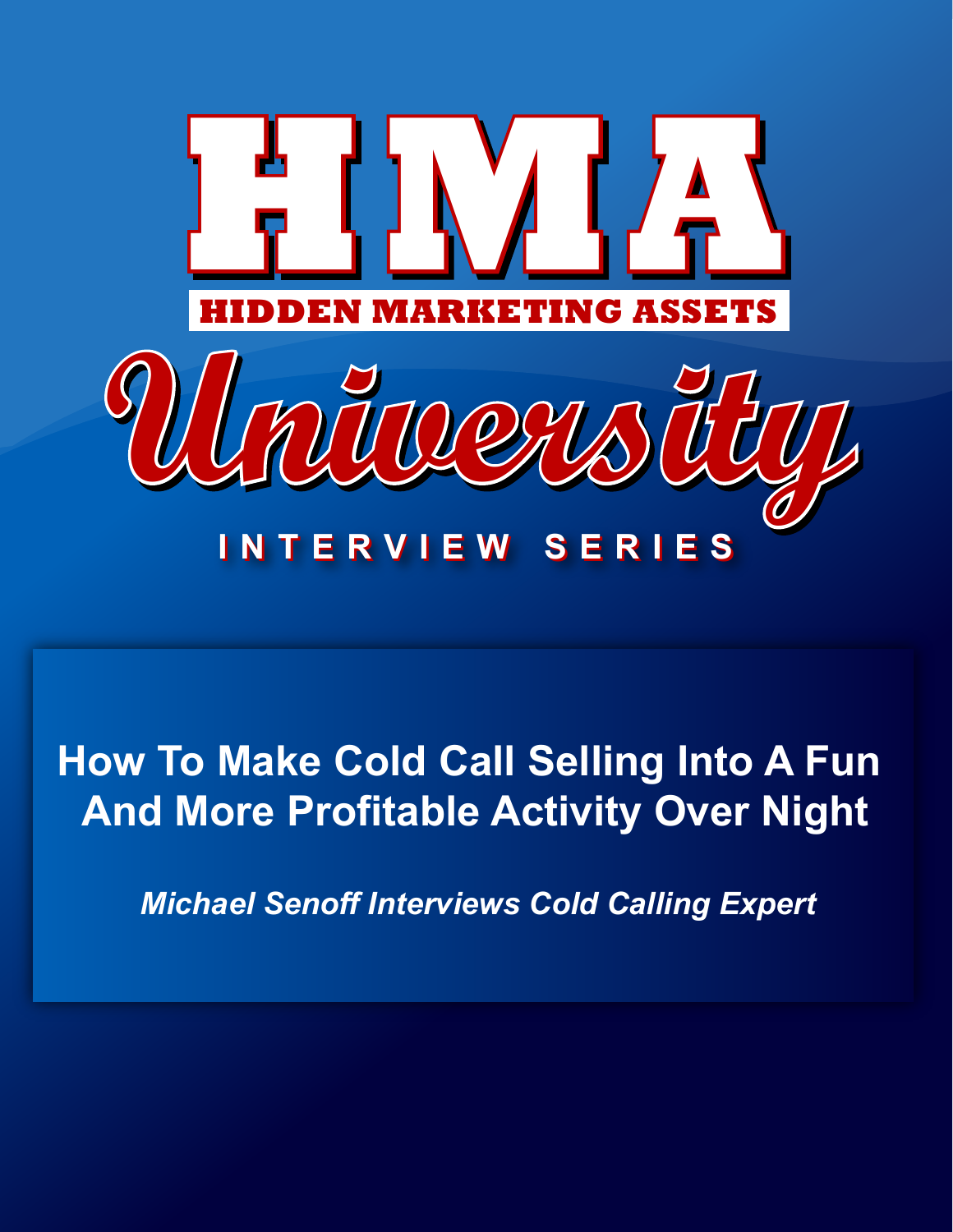# HMA

## HIDDEN MARKETING ASSETS

## University

### INTERVIEW SERIES

**How To Make Cold Call Selling Into A Fun And More Profitable Activity Over Night**

***Michael Senoff Interviews Cold Calling Expert***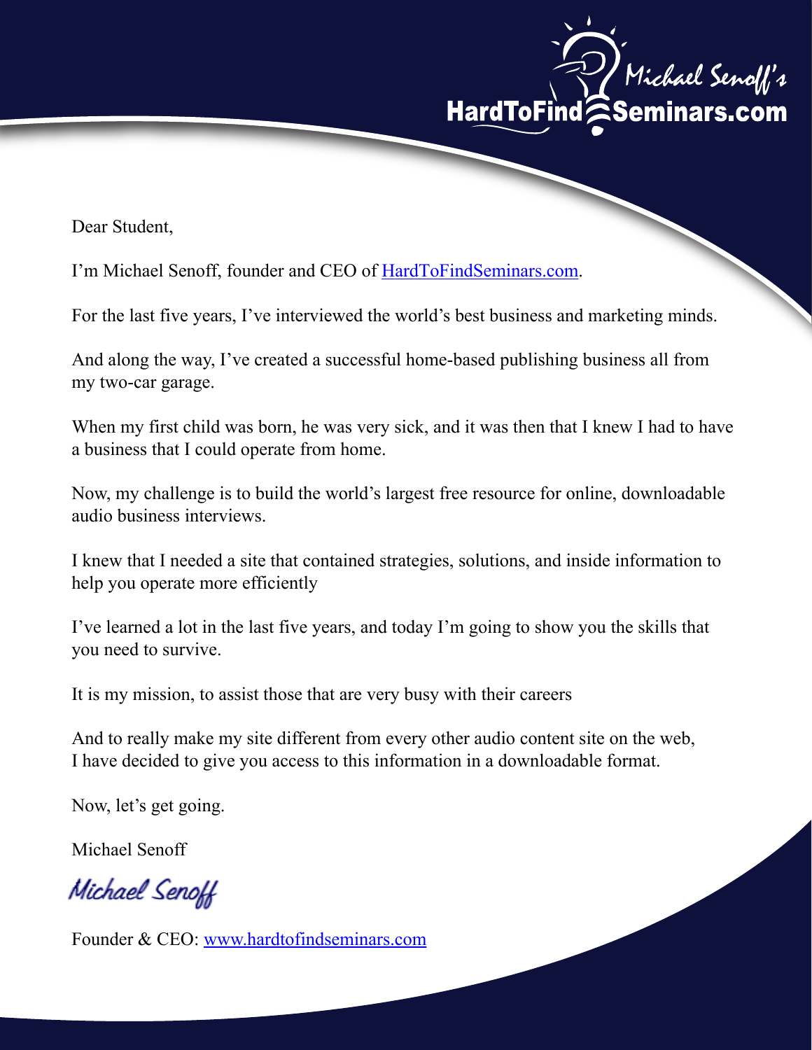Michael Senoff's HardToFindSeminars.com

Dear Student,

I'm Michael Senoff, founder and CEO of [HardToFindSeminars.com](http://www.hardtofindseminars.com).

For the last five years, I've interviewed the world's best business and marketing minds.

And along the way, I've created a successful home-based publishing business all from my two-car garage.

When my first child was born, he was very sick, and it was then that I knew I had to have a business that I could operate from home.

Now, my challenge is to build the world's largest free resource for online, downloadable audio business interviews.

I knew that I needed a site that contained strategies, solutions, and inside information to help you operate more efficiently

I've learned a lot in the last five years, and today I'm going to show you the skills that you need to survive.

It is my mission, to assist those that are very busy with their careers

And to really make my site different from every other audio content site on the web, I have decided to give you access to this information in a downloadable format.

Now, let's get going.

Michael Senoff

*Michael Senoff*

Founder & CEO: [www.hardtofindseminars.com](http://www.hardtofindseminars.com)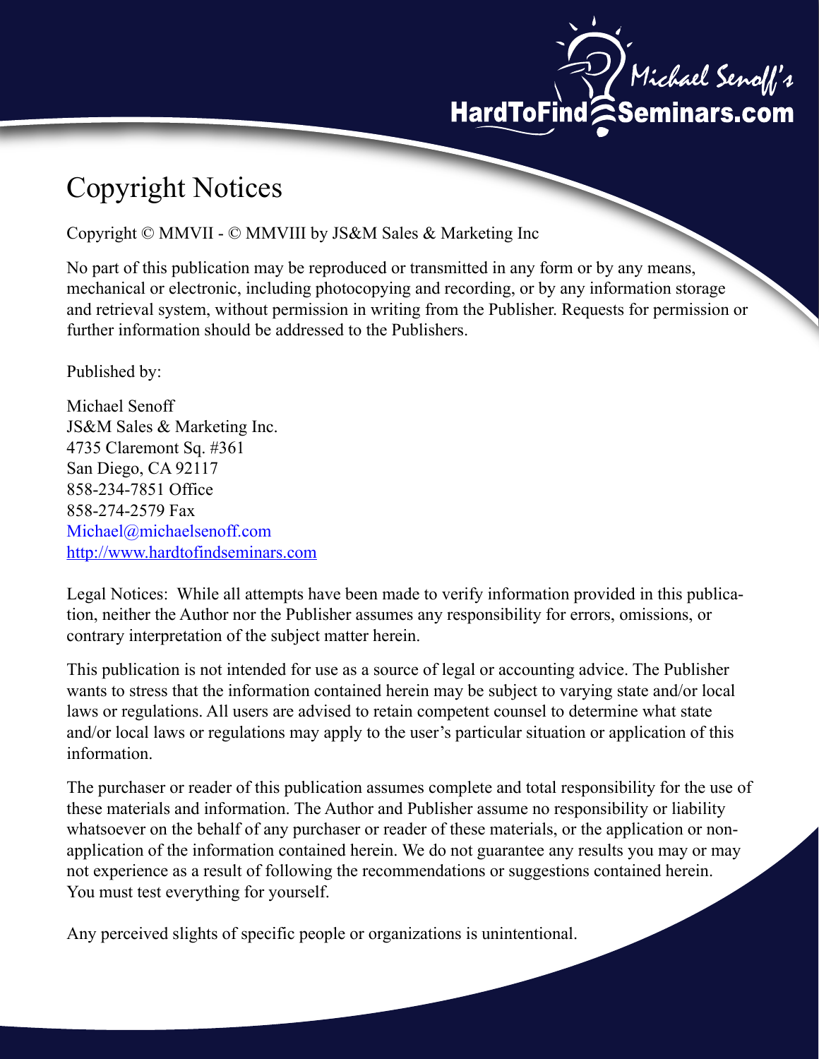# Copyright Notices

Copyright © MMVII - © MMVIII by JS&M Sales & Marketing Inc

No part of this publication may be reproduced or transmitted in any form or by any means, mechanical or electronic, including photocopying and recording, or by any information storage and retrieval system, without permission in writing from the Publisher. Requests for permission or further information should be addressed to the Publishers.

Published by:

Michael Senoff  
JS&M Sales & Marketing Inc.  
4735 Claremont Sq. #361  
San Diego, CA 92117  
858-234-7851 Office  
858-274-2579 Fax  
Michael@michaelsenoff.com  
http://www.hardtofindseminars.com

Legal Notices: While all attempts have been made to verify information provided in this publication, neither the Author nor the Publisher assumes any responsibility for errors, omissions, or contrary interpretation of the subject matter herein.

This publication is not intended for use as a source of legal or accounting advice. The Publisher wants to stress that the information contained herein may be subject to varying state and/or local laws or regulations. All users are advised to retain competent counsel to determine what state and/or local laws or regulations may apply to the user's particular situation or application of this information.

The purchaser or reader of this publication assumes complete and total responsibility for the use of these materials and information. The Author and Publisher assume no responsibility or liability whatsoever on the behalf of any purchaser or reader of these materials, or the application or non-application of the information contained herein. We do not guarantee any results you may or may not experience as a result of following the recommendations or suggestions contained herein. You must test everything for yourself.

Any perceived slights of specific people or organizations is unintentional.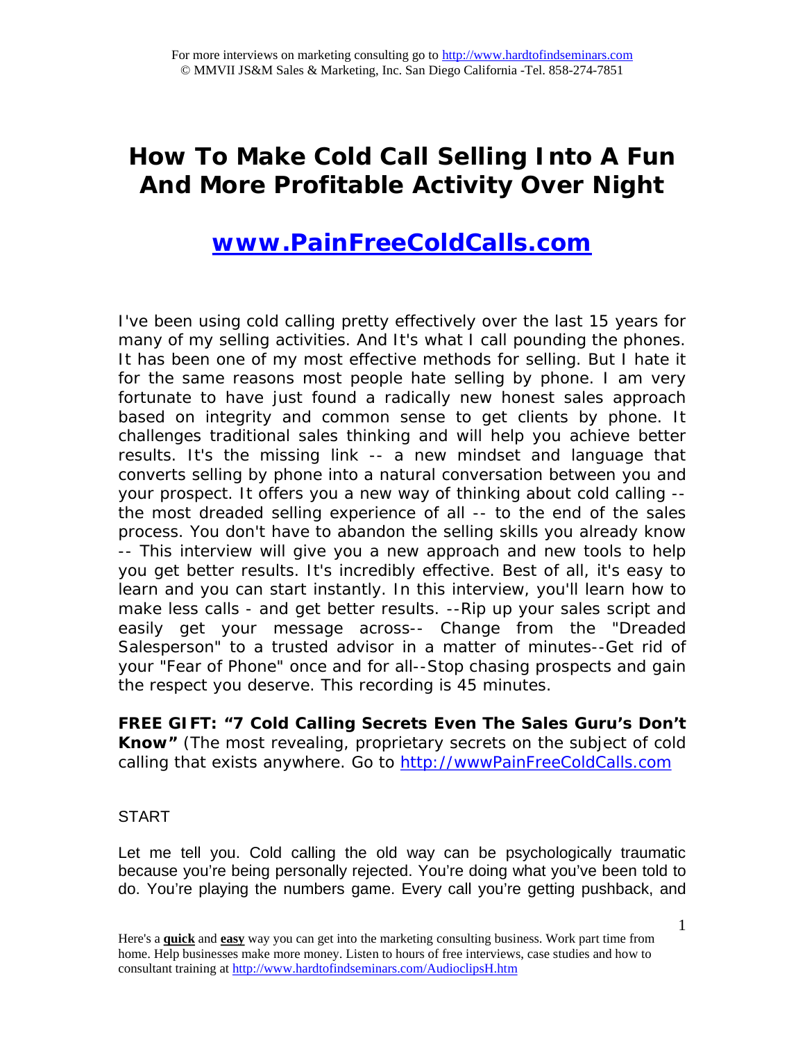# How To Make Cold Call Selling Into A Fun And More Profitable Activity Over Night

## [www.PainFreeColdCalls.com](www.PainFreeColdCalls.com)

I've been using cold calling pretty effectively over the last 15 years for many of my selling activities. And It's what I call pounding the phones. It has been one of my most effective methods for selling. But I hate it for the same reasons most people hate selling by phone. I am very fortunate to have just found a radically new honest sales approach based on integrity and common sense to get clients by phone. It challenges traditional sales thinking and will help you achieve better results. It's the missing link -- a new mindset and language that converts selling by phone into a natural conversation between you and your prospect. It offers you a new way of thinking about cold calling -- the most dreaded selling experience of all -- to the end of the sales process. You don't have to abandon the selling skills you already know -- This interview will give you a new approach and new tools to help you get better results. It's incredibly effective. Best of all, it's easy to learn and you can start instantly. In this interview, you'll learn how to make less calls - and get better results. --Rip up your sales script and easily get your message across-- Change from the "Dreaded Salesperson" to a trusted advisor in a matter of minutes--Get rid of your "Fear of Phone" once and for all--Stop chasing prospects and gain the respect you deserve. This recording is 45 minutes.

**FREE GIFT: "7 Cold Calling Secrets Even The Sales Guru's Don't Know"** (The most revealing, proprietary secrets on the subject of cold calling that exists anywhere. Go to [http://wwwPainFreeColdCalls.com](http://wwwPainFreeColdCalls.com)

START

Let me tell you. Cold calling the old way can be psychologically traumatic because you're being personally rejected. You're doing what you've been told to do. You're playing the numbers game. Every call you're getting pushback, and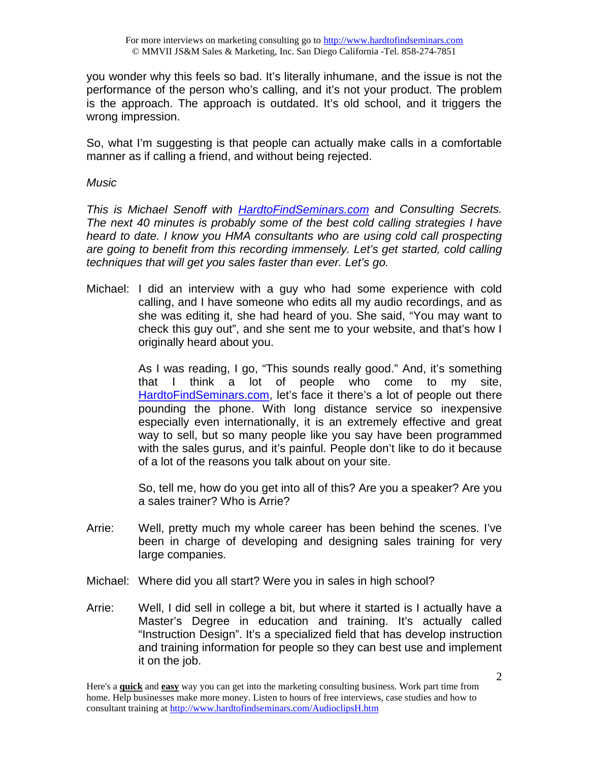you wonder why this feels so bad. It's literally inhumane, and the issue is not the performance of the person who's calling, and it's not your product. The problem is the approach. The approach is outdated. It's old school, and it triggers the wrong impression.

So, what I'm suggesting is that people can actually make calls in a comfortable manner as if calling a friend, and without being rejected.

*Music*

*This is Michael Senoff with [HardtoFindSeminars.com](http://www.hardtofindseminars.com) and Consulting Secrets. The next 40 minutes is probably some of the best cold calling strategies I have heard to date. I know you HMA consultants who are using cold call prospecting are going to benefit from this recording immensely. Let's get started, cold calling techniques that will get you sales faster than ever. Let's go.*

Michael: I did an interview with a guy who had some experience with cold calling, and I have someone who edits all my audio recordings, and as she was editing it, she had heard of you. She said, "You may want to check this guy out", and she sent me to your website, and that's how I originally heard about you.

As I was reading, I go, "This sounds really good." And, it's something that I think a lot of people who come to my site, [HardtoFindSeminars.com](http://www.hardtofindseminars.com), let's face it there's a lot of people out there pounding the phone. With long distance service so inexpensive especially even internationally, it is an extremely effective and great way to sell, but so many people like you say have been programmed with the sales gurus, and it's painful. People don't like to do it because of a lot of the reasons you talk about on your site.

So, tell me, how do you get into all of this? Are you a speaker? Are you a sales trainer? Who is Arrie?

Arrie: Well, pretty much my whole career has been behind the scenes. I've been in charge of developing and designing sales training for very large companies.

Michael: Where did you all start? Were you in sales in high school?

Arrie: Well, I did sell in college a bit, but where it started is I actually have a Master's Degree in education and training. It's actually called "Instruction Design". It's a specialized field that has develop instruction and training information for people so they can best use and implement it on the job.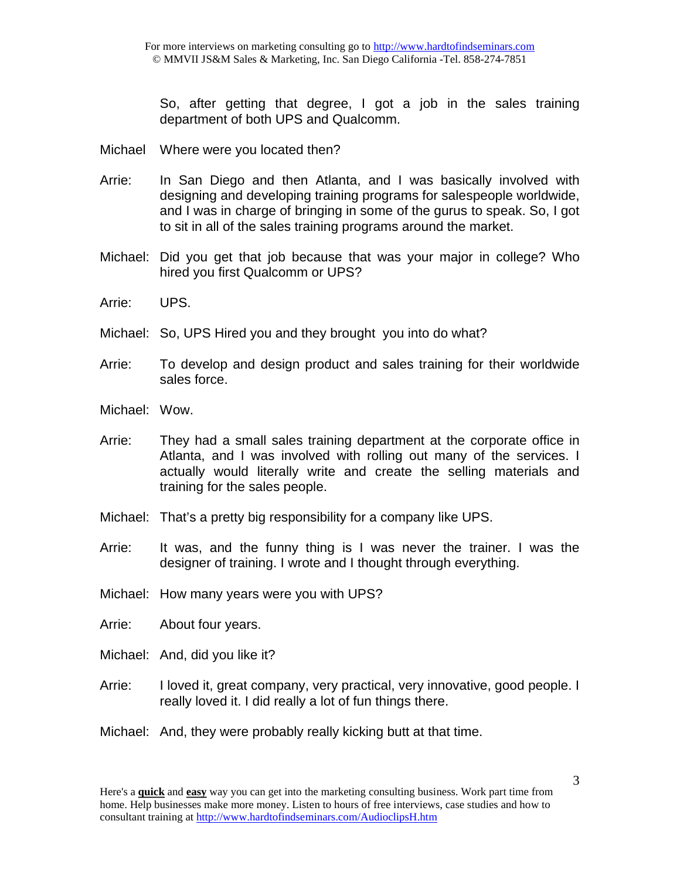So, after getting that degree, I got a job in the sales training department of both UPS and Qualcomm.

Michael Where were you located then?

Arrie: In San Diego and then Atlanta, and I was basically involved with designing and developing training programs for salespeople worldwide, and I was in charge of bringing in some of the gurus to speak. So, I got to sit in all of the sales training programs around the market.

Michael: Did you get that job because that was your major in college? Who hired you first Qualcomm or UPS?

Arrie: UPS.

Michael: So, UPS Hired you and they brought you into do what?

Arrie: To develop and design product and sales training for their worldwide sales force.

Michael: Wow.

Arrie: They had a small sales training department at the corporate office in Atlanta, and I was involved with rolling out many of the services. I actually would literally write and create the selling materials and training for the sales people.

Michael: That's a pretty big responsibility for a company like UPS.

Arrie: It was, and the funny thing is I was never the trainer. I was the designer of training. I wrote and I thought through everything.

Michael: How many years were you with UPS?

Arrie: About four years.

Michael: And, did you like it?

Arrie: I loved it, great company, very practical, very innovative, good people. I really loved it. I did really a lot of fun things there.

Michael: And, they were probably really kicking butt at that time.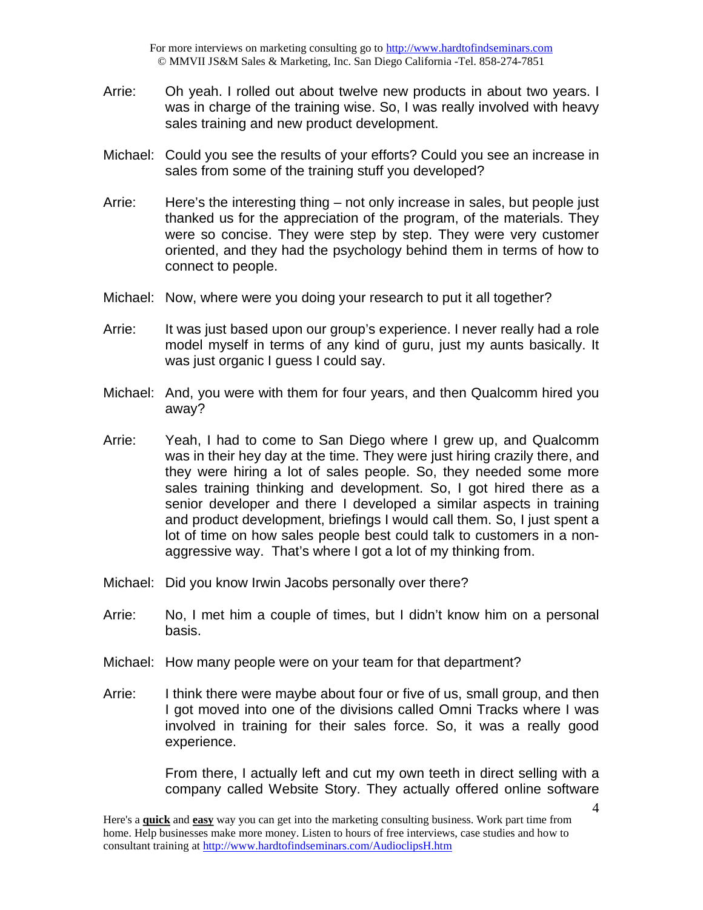Arrie: Oh yeah. I rolled out about twelve new products in about two years. I was in charge of the training wise. So, I was really involved with heavy sales training and new product development.

Michael: Could you see the results of your efforts? Could you see an increase in sales from some of the training stuff you developed?

Arrie: Here's the interesting thing – not only increase in sales, but people just thanked us for the appreciation of the program, of the materials. They were so concise. They were step by step. They were very customer oriented, and they had the psychology behind them in terms of how to connect to people.

Michael: Now, where were you doing your research to put it all together?

Arrie: It was just based upon our group's experience. I never really had a role model myself in terms of any kind of guru, just my aunts basically. It was just organic I guess I could say.

Michael: And, you were with them for four years, and then Qualcomm hired you away?

Arrie: Yeah, I had to come to San Diego where I grew up, and Qualcomm was in their hey day at the time. They were just hiring crazily there, and they were hiring a lot of sales people. So, they needed some more sales training thinking and development. So, I got hired there as a senior developer and there I developed a similar aspects in training and product development, briefings I would call them. So, I just spent a lot of time on how sales people best could talk to customers in a non-aggressive way. That's where I got a lot of my thinking from.

Michael: Did you know Irwin Jacobs personally over there?

Arrie: No, I met him a couple of times, but I didn't know him on a personal basis.

Michael: How many people were on your team for that department?

Arrie: I think there were maybe about four or five of us, small group, and then I got moved into one of the divisions called Omni Tracks where I was involved in training for their sales force. So, it was a really good experience.

From there, I actually left and cut my own teeth in direct selling with a company called Website Story. They actually offered online software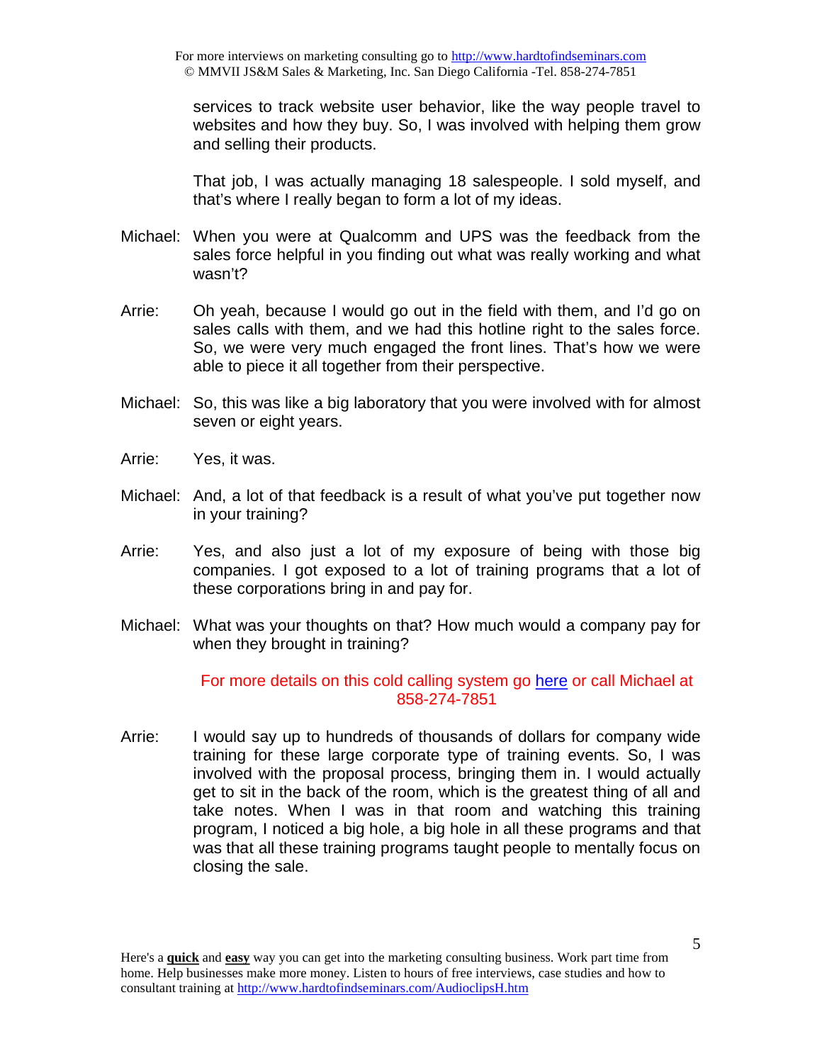services to track website user behavior, like the way people travel to websites and how they buy. So, I was involved with helping them grow and selling their products.

That job, I was actually managing 18 salespeople. I sold myself, and that's where I really began to form a lot of my ideas.

Michael: When you were at Qualcomm and UPS was the feedback from the sales force helpful in you finding out what was really working and what wasn't?

Arrie: Oh yeah, because I would go out in the field with them, and I'd go on sales calls with them, and we had this hotline right to the sales force. So, we were very much engaged the front lines. That's how we were able to piece it all together from their perspective.

Michael: So, this was like a big laboratory that you were involved with for almost seven or eight years.

Arrie: Yes, it was.

Michael: And, a lot of that feedback is a result of what you've put together now in your training?

Arrie: Yes, and also just a lot of my exposure of being with those big companies. I got exposed to a lot of training programs that a lot of these corporations bring in and pay for.

Michael: What was your thoughts on that? How much would a company pay for when they brought in training?

For more details on this cold calling system go [here]() or call Michael at 858-274-7851

Arrie: I would say up to hundreds of thousands of dollars for company wide training for these large corporate type of training events. So, I was involved with the proposal process, bringing them in. I would actually get to sit in the back of the room, which is the greatest thing of all and take notes. When I was in that room and watching this training program, I noticed a big hole, a big hole in all these programs and that was that all these training programs taught people to mentally focus on closing the sale.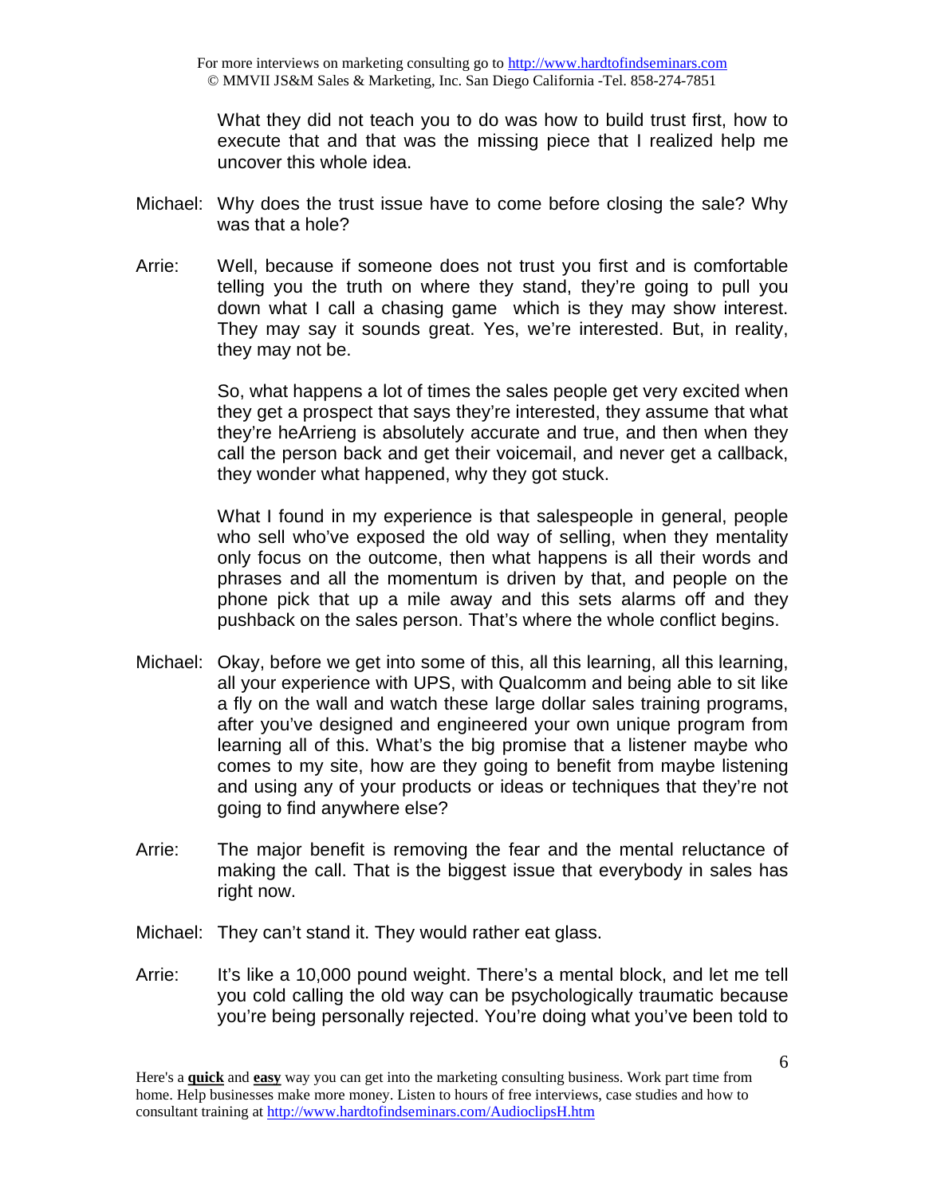What they did not teach you to do was how to build trust first, how to execute that and that was the missing piece that I realized help me uncover this whole idea.

Michael: Why does the trust issue have to come before closing the sale? Why was that a hole?

Arrie: Well, because if someone does not trust you first and is comfortable telling you the truth on where they stand, they're going to pull you down what I call a chasing game which is they may show interest. They may say it sounds great. Yes, we're interested. But, in reality, they may not be.

So, what happens a lot of times the sales people get very excited when they get a prospect that says they're interested, they assume that what they're heArrieng is absolutely accurate and true, and then when they call the person back and get their voicemail, and never get a callback, they wonder what happened, why they got stuck.

What I found in my experience is that salespeople in general, people who sell who've exposed the old way of selling, when they mentality only focus on the outcome, then what happens is all their words and phrases and all the momentum is driven by that, and people on the phone pick that up a mile away and this sets alarms off and they pushback on the sales person. That's where the whole conflict begins.

Michael: Okay, before we get into some of this, all this learning, all this learning, all your experience with UPS, with Qualcomm and being able to sit like a fly on the wall and watch these large dollar sales training programs, after you've designed and engineered your own unique program from learning all of this. What's the big promise that a listener maybe who comes to my site, how are they going to benefit from maybe listening and using any of your products or ideas or techniques that they're not going to find anywhere else?

Arrie: The major benefit is removing the fear and the mental reluctance of making the call. That is the biggest issue that everybody in sales has right now.

Michael: They can't stand it. They would rather eat glass.

Arrie: It's like a 10,000 pound weight. There's a mental block, and let me tell you cold calling the old way can be psychologically traumatic because you're being personally rejected. You're doing what you've been told to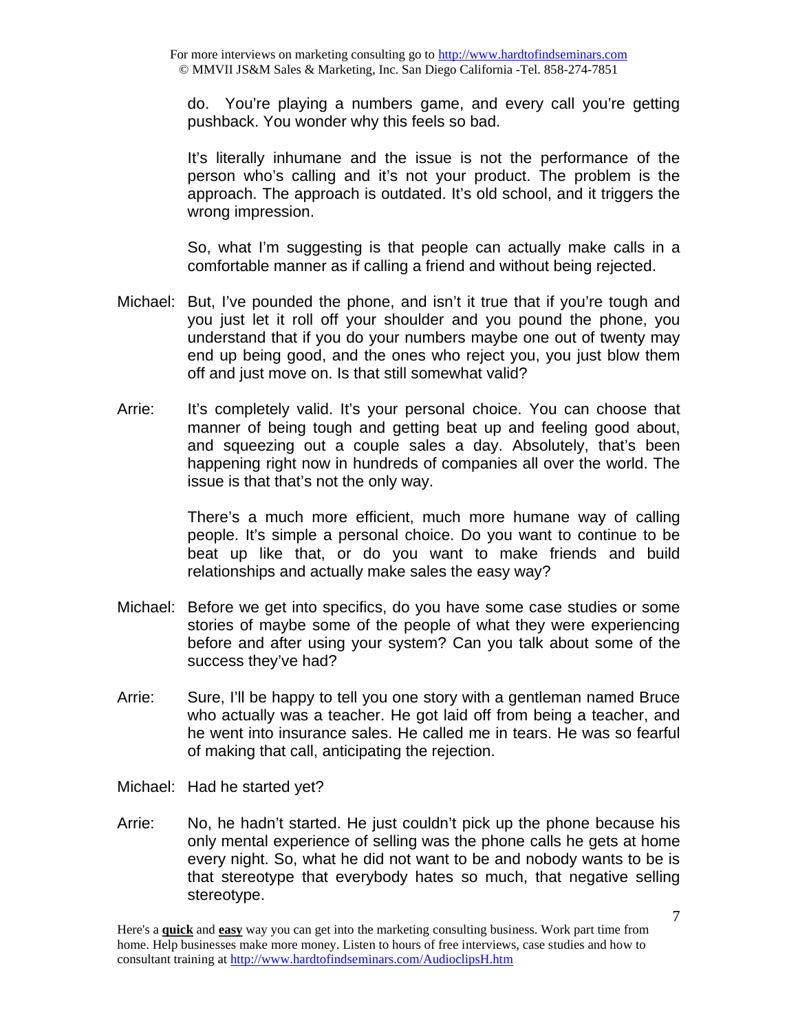do. You're playing a numbers game, and every call you're getting pushback. You wonder why this feels so bad.

It's literally inhumane and the issue is not the performance of the person who's calling and it's not your product. The problem is the approach. The approach is outdated. It's old school, and it triggers the wrong impression.

So, what I'm suggesting is that people can actually make calls in a comfortable manner as if calling a friend and without being rejected.

Michael: But, I've pounded the phone, and isn't it true that if you're tough and you just let it roll off your shoulder and you pound the phone, you understand that if you do your numbers maybe one out of twenty may end up being good, and the ones who reject you, you just blow them off and just move on. Is that still somewhat valid?

Arrie: It's completely valid. It's your personal choice. You can choose that manner of being tough and getting beat up and feeling good about, and squeezing out a couple sales a day. Absolutely, that's been happening right now in hundreds of companies all over the world. The issue is that that's not the only way.

There's a much more efficient, much more humane way of calling people. It's simple a personal choice. Do you want to continue to be beat up like that, or do you want to make friends and build relationships and actually make sales the easy way?

Michael: Before we get into specifics, do you have some case studies or some stories of maybe some of the people of what they were experiencing before and after using your system? Can you talk about some of the success they've had?

Arrie: Sure, I'll be happy to tell you one story with a gentleman named Bruce who actually was a teacher. He got laid off from being a teacher, and he went into insurance sales. He called me in tears. He was so fearful of making that call, anticipating the rejection.

Michael: Had he started yet?

Arrie: No, he hadn't started. He just couldn't pick up the phone because his only mental experience of selling was the phone calls he gets at home every night. So, what he did not want to be and nobody wants to be is that stereotype that everybody hates so much, that negative selling stereotype.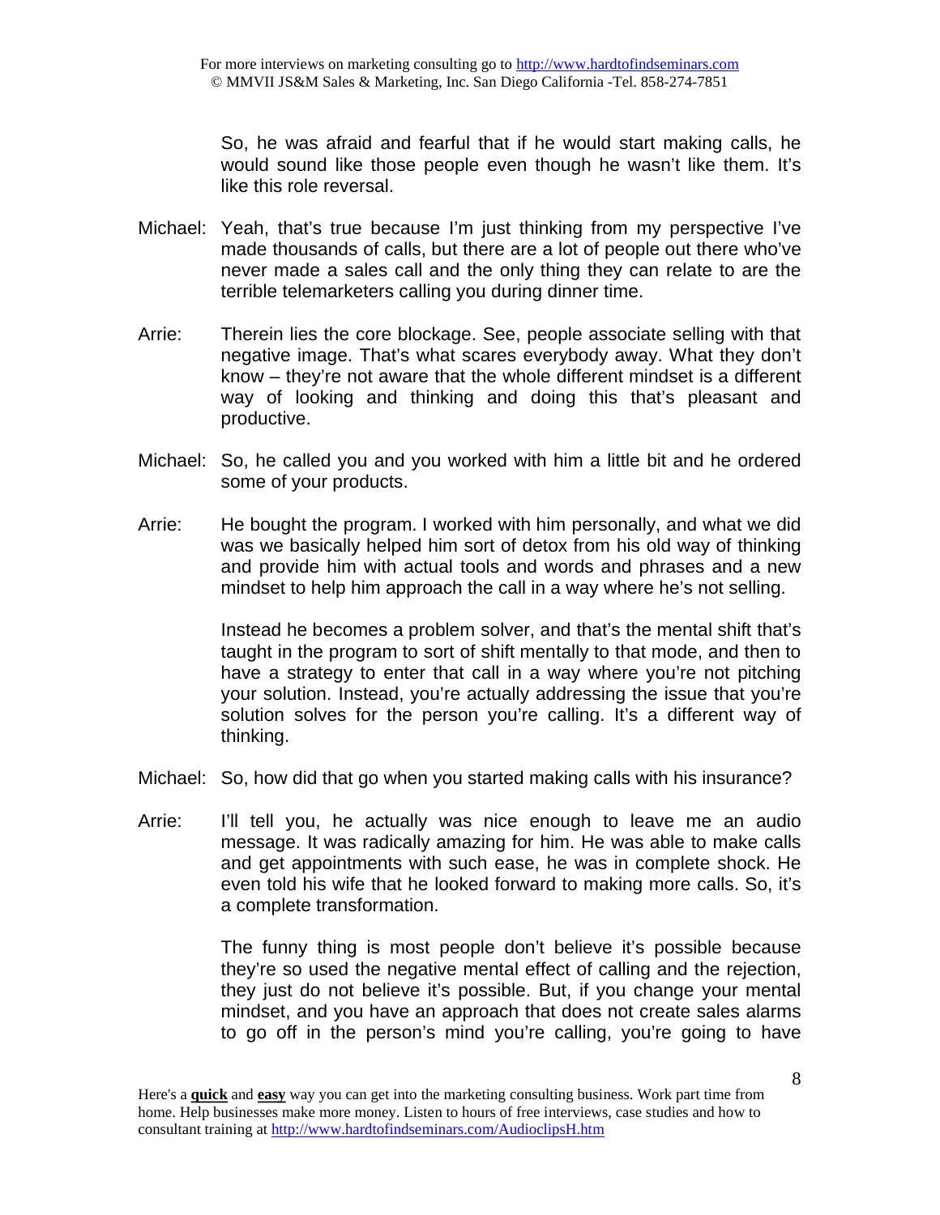So, he was afraid and fearful that if he would start making calls, he would sound like those people even though he wasn't like them. It's like this role reversal.

Michael: Yeah, that's true because I'm just thinking from my perspective I've made thousands of calls, but there are a lot of people out there who've never made a sales call and the only thing they can relate to are the terrible telemarketers calling you during dinner time.

Arrie: Therein lies the core blockage. See, people associate selling with that negative image. That's what scares everybody away. What they don't know – they're not aware that the whole different mindset is a different way of looking and thinking and doing this that's pleasant and productive.

Michael: So, he called you and you worked with him a little bit and he ordered some of your products.

Arrie: He bought the program. I worked with him personally, and what we did was we basically helped him sort of detox from his old way of thinking and provide him with actual tools and words and phrases and a new mindset to help him approach the call in a way where he's not selling.

Instead he becomes a problem solver, and that's the mental shift that's taught in the program to sort of shift mentally to that mode, and then to have a strategy to enter that call in a way where you're not pitching your solution. Instead, you're actually addressing the issue that you're solution solves for the person you're calling. It's a different way of thinking.

Michael: So, how did that go when you started making calls with his insurance?

Arrie: I'll tell you, he actually was nice enough to leave me an audio message. It was radically amazing for him. He was able to make calls and get appointments with such ease, he was in complete shock. He even told his wife that he looked forward to making more calls. So, it's a complete transformation.

The funny thing is most people don't believe it's possible because they're so used the negative mental effect of calling and the rejection, they just do not believe it's possible. But, if you change your mental mindset, and you have an approach that does not create sales alarms to go off in the person's mind you're calling, you're going to have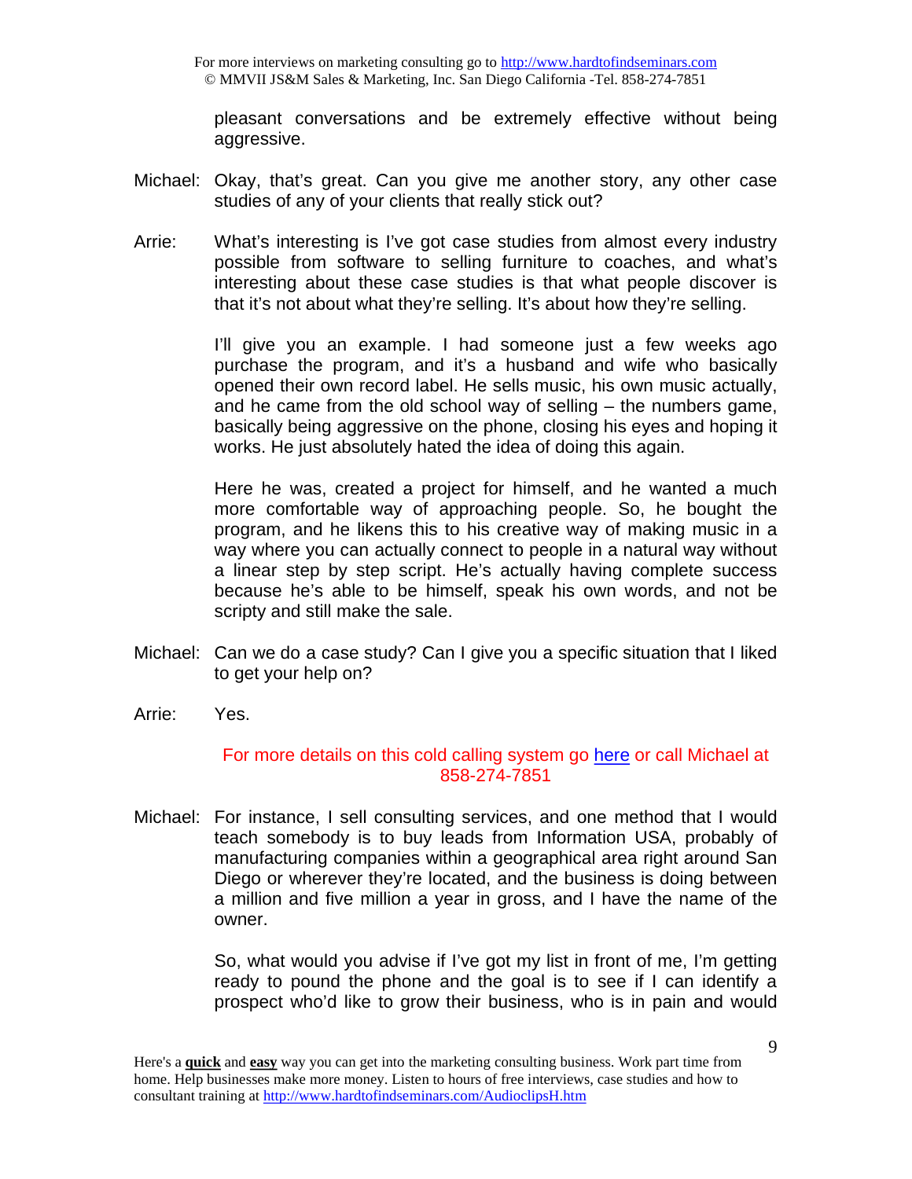pleasant conversations and be extremely effective without being aggressive.

Michael: Okay, that's great. Can you give me another story, any other case studies of any of your clients that really stick out?

Arrie: What's interesting is I've got case studies from almost every industry possible from software to selling furniture to coaches, and what's interesting about these case studies is that what people discover is that it's not about what they're selling. It's about how they're selling.

I'll give you an example. I had someone just a few weeks ago purchase the program, and it's a husband and wife who basically opened their own record label. He sells music, his own music actually, and he came from the old school way of selling – the numbers game, basically being aggressive on the phone, closing his eyes and hoping it works. He just absolutely hated the idea of doing this again.

Here he was, created a project for himself, and he wanted a much more comfortable way of approaching people. So, he bought the program, and he likens this to his creative way of making music in a way where you can actually connect to people in a natural way without a linear step by step script. He's actually having complete success because he's able to be himself, speak his own words, and not be scripty and still make the sale.

Michael: Can we do a case study? Can I give you a specific situation that I liked to get your help on?

Arrie: Yes.

For more details on this cold calling system go here or call Michael at 858-274-7851

Michael: For instance, I sell consulting services, and one method that I would teach somebody is to buy leads from Information USA, probably of manufacturing companies within a geographical area right around San Diego or wherever they're located, and the business is doing between a million and five million a year in gross, and I have the name of the owner.

So, what would you advise if I've got my list in front of me, I'm getting ready to pound the phone and the goal is to see if I can identify a prospect who'd like to grow their business, who is in pain and would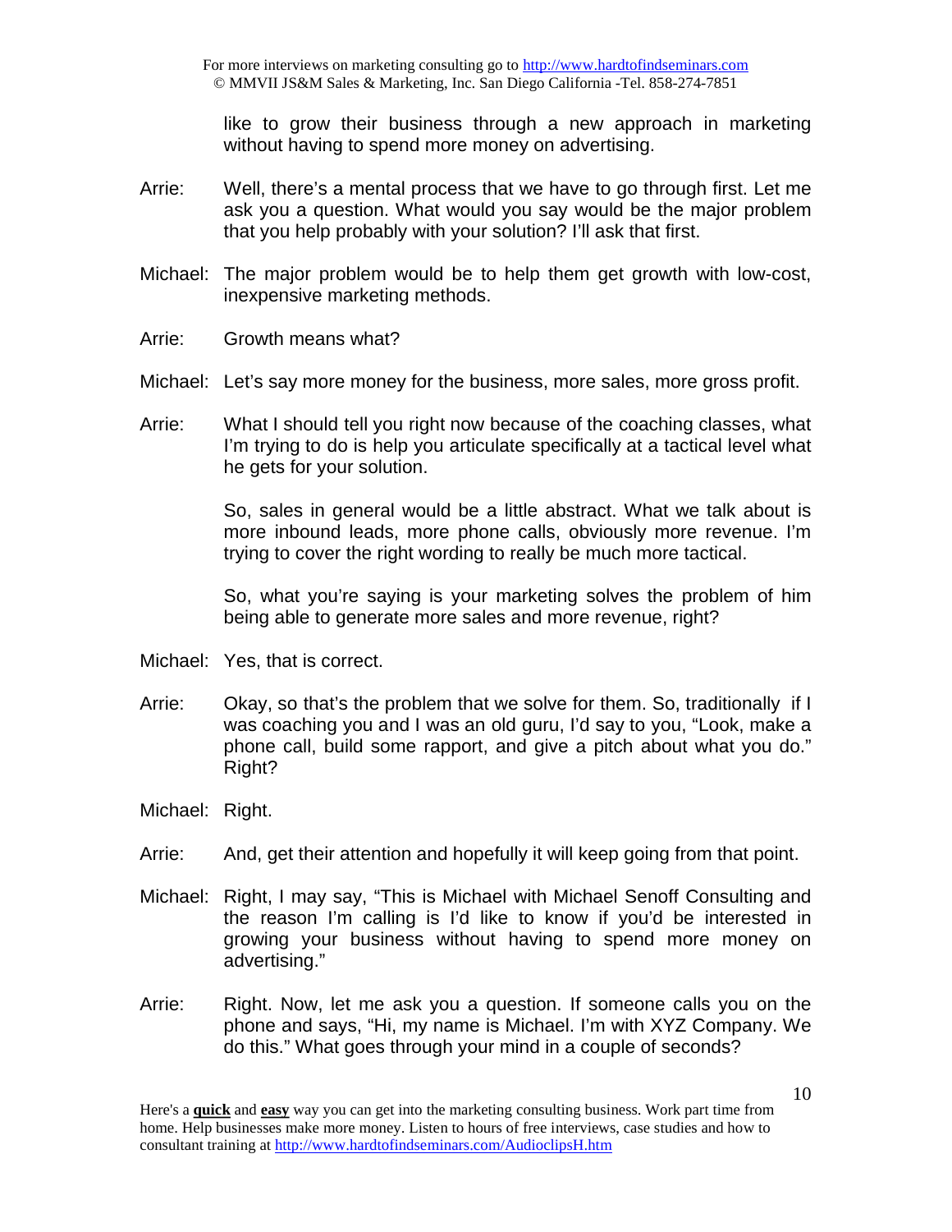like to grow their business through a new approach in marketing without having to spend more money on advertising.

Arrie: Well, there's a mental process that we have to go through first. Let me ask you a question. What would you say would be the major problem that you help probably with your solution? I'll ask that first.

Michael: The major problem would be to help them get growth with low-cost, inexpensive marketing methods.

Arrie: Growth means what?

Michael: Let's say more money for the business, more sales, more gross profit.

Arrie: What I should tell you right now because of the coaching classes, what I'm trying to do is help you articulate specifically at a tactical level what he gets for your solution.

So, sales in general would be a little abstract. What we talk about is more inbound leads, more phone calls, obviously more revenue. I'm trying to cover the right wording to really be much more tactical.

So, what you're saying is your marketing solves the problem of him being able to generate more sales and more revenue, right?

Michael: Yes, that is correct.

Arrie: Okay, so that's the problem that we solve for them. So, traditionally if I was coaching you and I was an old guru, I'd say to you, "Look, make a phone call, build some rapport, and give a pitch about what you do." Right?

Michael: Right.

Arrie: And, get their attention and hopefully it will keep going from that point.

Michael: Right, I may say, "This is Michael with Michael Senoff Consulting and the reason I'm calling is I'd like to know if you'd be interested in growing your business without having to spend more money on advertising."

Arrie: Right. Now, let me ask you a question. If someone calls you on the phone and says, "Hi, my name is Michael. I'm with XYZ Company. We do this." What goes through your mind in a couple of seconds?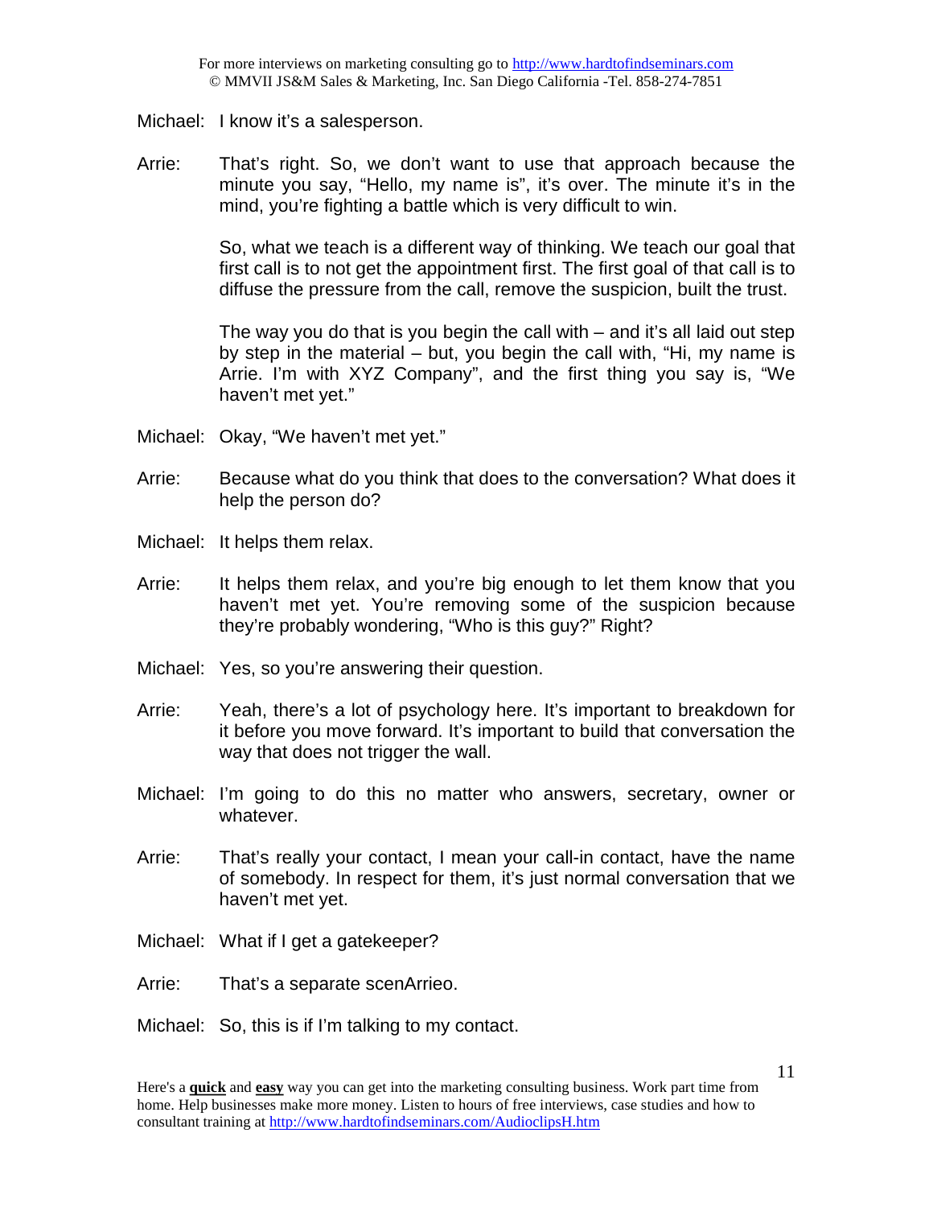Michael: I know it's a salesperson.

Arrie: That's right. So, we don't want to use that approach because the minute you say, "Hello, my name is", it's over. The minute it's in the mind, you're fighting a battle which is very difficult to win.

So, what we teach is a different way of thinking. We teach our goal that first call is to not get the appointment first. The first goal of that call is to diffuse the pressure from the call, remove the suspicion, built the trust.

The way you do that is you begin the call with – and it's all laid out step by step in the material – but, you begin the call with, "Hi, my name is Arrie. I'm with XYZ Company", and the first thing you say is, "We haven't met yet."

Michael: Okay, "We haven't met yet."

Arrie: Because what do you think that does to the conversation? What does it help the person do?

Michael: It helps them relax.

Arrie: It helps them relax, and you're big enough to let them know that you haven't met yet. You're removing some of the suspicion because they're probably wondering, "Who is this guy?" Right?

Michael: Yes, so you're answering their question.

Arrie: Yeah, there's a lot of psychology here. It's important to breakdown for it before you move forward. It's important to build that conversation the way that does not trigger the wall.

Michael: I'm going to do this no matter who answers, secretary, owner or whatever.

Arrie: That's really your contact, I mean your call-in contact, have the name of somebody. In respect for them, it's just normal conversation that we haven't met yet.

Michael: What if I get a gatekeeper?

Arrie: That's a separate scenArrieo.

Michael: So, this is if I'm talking to my contact.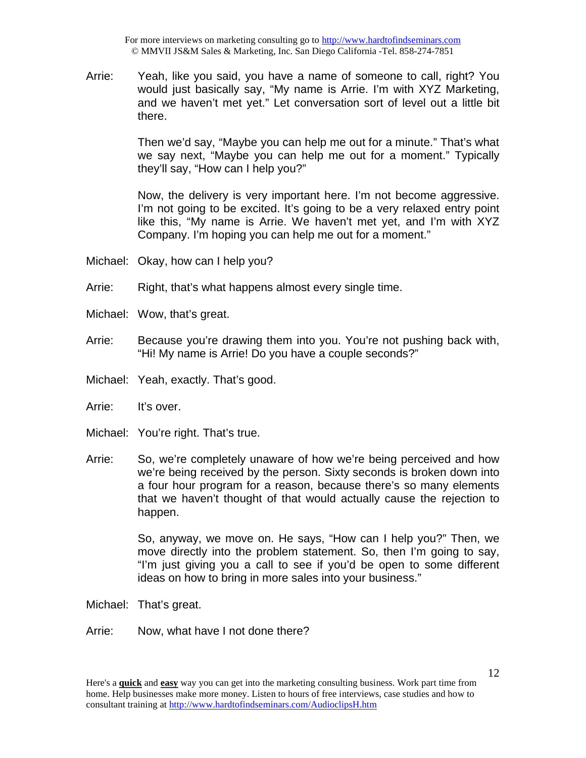Arrie: Yeah, like you said, you have a name of someone to call, right? You would just basically say, "My name is Arrie. I'm with XYZ Marketing, and we haven't met yet." Let conversation sort of level out a little bit there.

Then we'd say, "Maybe you can help me out for a minute." That's what we say next, "Maybe you can help me out for a moment." Typically they'll say, "How can I help you?"

Now, the delivery is very important here. I'm not become aggressive. I'm not going to be excited. It's going to be a very relaxed entry point like this, "My name is Arrie. We haven't met yet, and I'm with XYZ Company. I'm hoping you can help me out for a moment."

Michael: Okay, how can I help you?

Arrie: Right, that's what happens almost every single time.

Michael: Wow, that's great.

Arrie: Because you're drawing them into you. You're not pushing back with, "Hi! My name is Arrie! Do you have a couple seconds?"

Michael: Yeah, exactly. That's good.

Arrie: It's over.

Michael: You're right. That's true.

Arrie: So, we're completely unaware of how we're being perceived and how we're being received by the person. Sixty seconds is broken down into a four hour program for a reason, because there's so many elements that we haven't thought of that would actually cause the rejection to happen.

So, anyway, we move on. He says, "How can I help you?" Then, we move directly into the problem statement. So, then I'm going to say, "I'm just giving you a call to see if you'd be open to some different ideas on how to bring in more sales into your business."

Michael: That's great.

Arrie: Now, what have I not done there?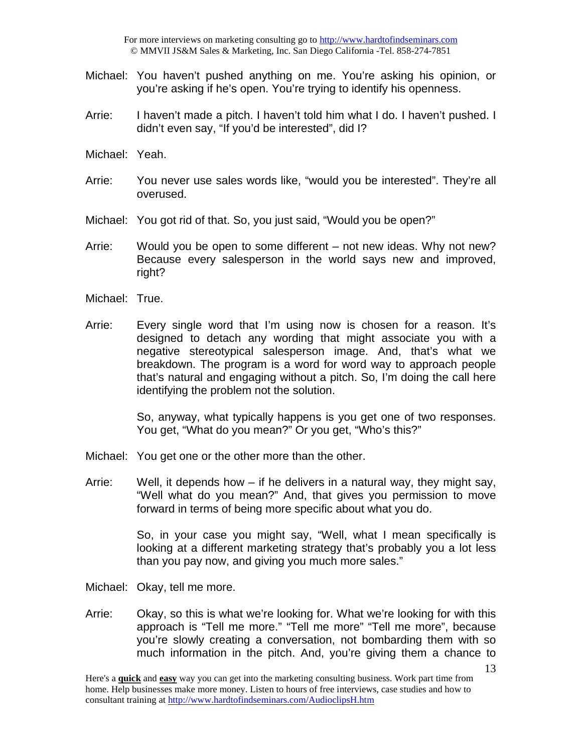Michael: You haven't pushed anything on me. You're asking his opinion, or you're asking if he's open. You're trying to identify his openness.

Arrie: I haven't made a pitch. I haven't told him what I do. I haven't pushed. I didn't even say, "If you'd be interested", did I?

Michael: Yeah.

Arrie: You never use sales words like, "would you be interested". They're all overused.

Michael: You got rid of that. So, you just said, "Would you be open?"

Arrie: Would you be open to some different – not new ideas. Why not new? Because every salesperson in the world says new and improved, right?

Michael: True.

Arrie: Every single word that I'm using now is chosen for a reason. It's designed to detach any wording that might associate you with a negative stereotypical salesperson image. And, that's what we breakdown. The program is a word for word way to approach people that's natural and engaging without a pitch. So, I'm doing the call here identifying the problem not the solution.

So, anyway, what typically happens is you get one of two responses. You get, "What do you mean?" Or you get, "Who's this?"

Michael: You get one or the other more than the other.

Arrie: Well, it depends how – if he delivers in a natural way, they might say, "Well what do you mean?" And, that gives you permission to move forward in terms of being more specific about what you do.

So, in your case you might say, "Well, what I mean specifically is looking at a different marketing strategy that's probably you a lot less than you pay now, and giving you much more sales."

Michael: Okay, tell me more.

Arrie: Okay, so this is what we're looking for. What we're looking for with this approach is "Tell me more." "Tell me more" "Tell me more", because you're slowly creating a conversation, not bombarding them with so much information in the pitch. And, you're giving them a chance to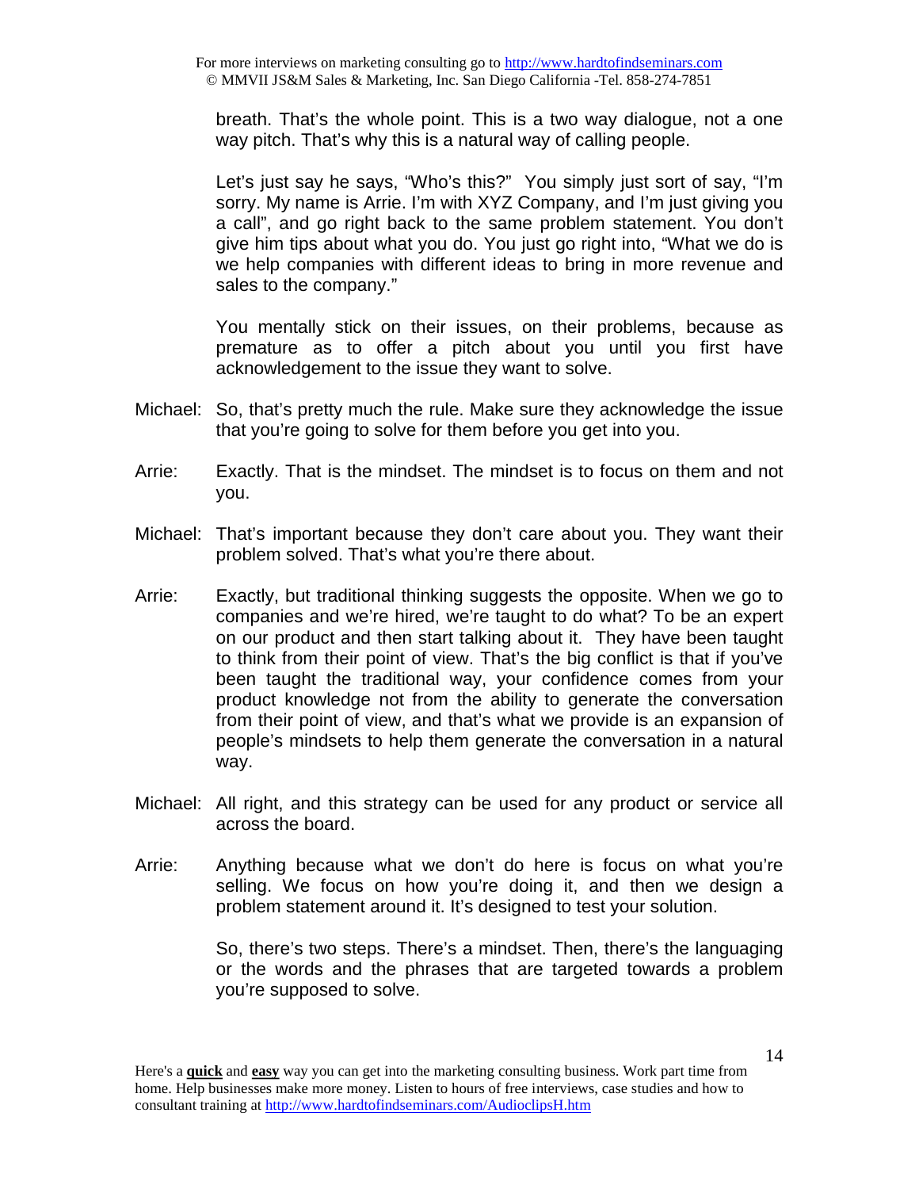breath. That's the whole point. This is a two way dialogue, not a one way pitch. That's why this is a natural way of calling people.

Let's just say he says, "Who's this?" You simply just sort of say, "I'm sorry. My name is Arrie. I'm with XYZ Company, and I'm just giving you a call", and go right back to the same problem statement. You don't give him tips about what you do. You just go right into, "What we do is we help companies with different ideas to bring in more revenue and sales to the company."

You mentally stick on their issues, on their problems, because as premature as to offer a pitch about you until you first have acknowledgement to the issue they want to solve.

Michael: So, that's pretty much the rule. Make sure they acknowledge the issue that you're going to solve for them before you get into you.

Arrie: Exactly. That is the mindset. The mindset is to focus on them and not you.

Michael: That's important because they don't care about you. They want their problem solved. That's what you're there about.

Arrie: Exactly, but traditional thinking suggests the opposite. When we go to companies and we're hired, we're taught to do what? To be an expert on our product and then start talking about it. They have been taught to think from their point of view. That's the big conflict is that if you've been taught the traditional way, your confidence comes from your product knowledge not from the ability to generate the conversation from their point of view, and that's what we provide is an expansion of people's mindsets to help them generate the conversation in a natural way.

Michael: All right, and this strategy can be used for any product or service all across the board.

Arrie: Anything because what we don't do here is focus on what you're selling. We focus on how you're doing it, and then we design a problem statement around it. It's designed to test your solution.

So, there's two steps. There's a mindset. Then, there's the languaging or the words and the phrases that are targeted towards a problem you're supposed to solve.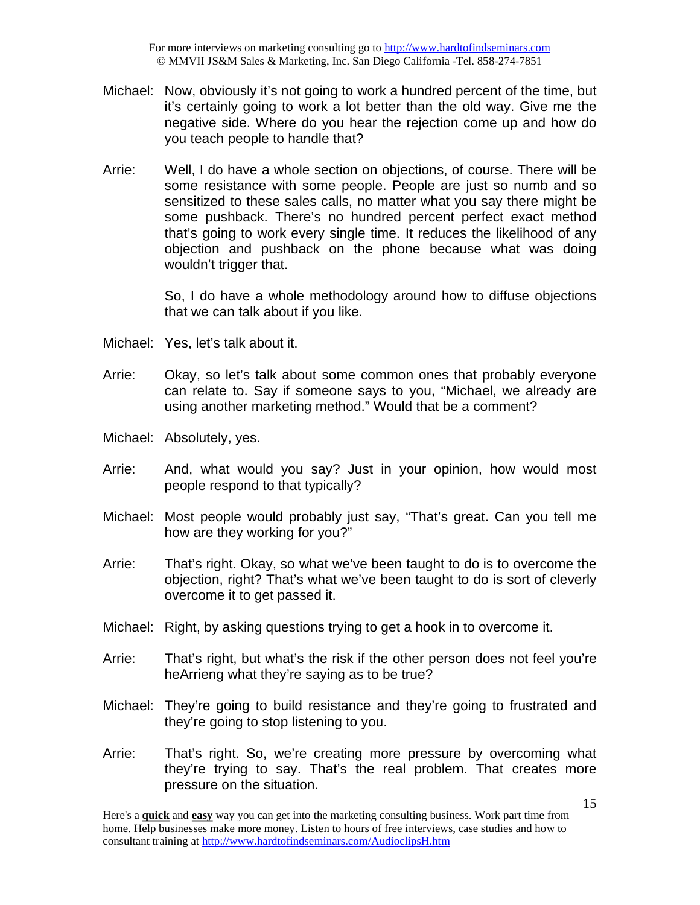Michael: Now, obviously it's not going to work a hundred percent of the time, but it's certainly going to work a lot better than the old way. Give me the negative side. Where do you hear the rejection come up and how do you teach people to handle that?

Arrie: Well, I do have a whole section on objections, of course. There will be some resistance with some people. People are just so numb and so sensitized to these sales calls, no matter what you say there might be some pushback. There's no hundred percent perfect exact method that's going to work every single time. It reduces the likelihood of any objection and pushback on the phone because what was doing wouldn't trigger that.

So, I do have a whole methodology around how to diffuse objections that we can talk about if you like.

Michael: Yes, let's talk about it.

Arrie: Okay, so let's talk about some common ones that probably everyone can relate to. Say if someone says to you, "Michael, we already are using another marketing method." Would that be a comment?

Michael: Absolutely, yes.

Arrie: And, what would you say? Just in your opinion, how would most people respond to that typically?

Michael: Most people would probably just say, "That's great. Can you tell me how are they working for you?"

Arrie: That's right. Okay, so what we've been taught to do is to overcome the objection, right? That's what we've been taught to do is sort of cleverly overcome it to get passed it.

Michael: Right, by asking questions trying to get a hook in to overcome it.

Arrie: That's right, but what's the risk if the other person does not feel you're heArrieng what they're saying as to be true?

Michael: They're going to build resistance and they're going to frustrated and they're going to stop listening to you.

Arrie: That's right. So, we're creating more pressure by overcoming what they're trying to say. That's the real problem. That creates more pressure on the situation.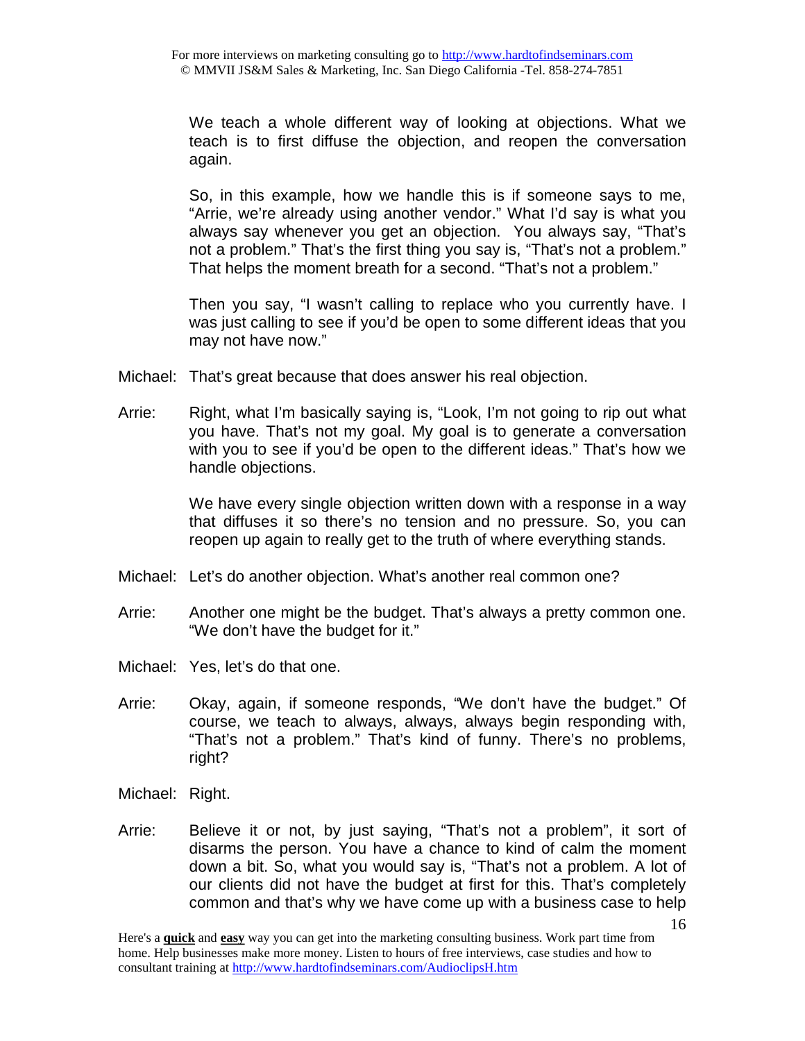We teach a whole different way of looking at objections. What we teach is to first diffuse the objection, and reopen the conversation again.

So, in this example, how we handle this is if someone says to me, "Arrie, we're already using another vendor." What I'd say is what you always say whenever you get an objection. You always say, "That's not a problem." That's the first thing you say is, "That's not a problem." That helps the moment breath for a second. "That's not a problem."

Then you say, "I wasn't calling to replace who you currently have. I was just calling to see if you'd be open to some different ideas that you may not have now."

Michael: That's great because that does answer his real objection.

Arrie: Right, what I'm basically saying is, "Look, I'm not going to rip out what you have. That's not my goal. My goal is to generate a conversation with you to see if you'd be open to the different ideas." That's how we handle objections.

We have every single objection written down with a response in a way that diffuses it so there's no tension and no pressure. So, you can reopen up again to really get to the truth of where everything stands.

Michael: Let's do another objection. What's another real common one?

Arrie: Another one might be the budget. That's always a pretty common one. "We don't have the budget for it."

Michael: Yes, let's do that one.

Arrie: Okay, again, if someone responds, "We don't have the budget." Of course, we teach to always, always, always begin responding with, "That's not a problem." That's kind of funny. There's no problems, right?

Michael: Right.

Arrie: Believe it or not, by just saying, "That's not a problem", it sort of disarms the person. You have a chance to kind of calm the moment down a bit. So, what you would say is, "That's not a problem. A lot of our clients did not have the budget at first for this. That's completely common and that's why we have come up with a business case to help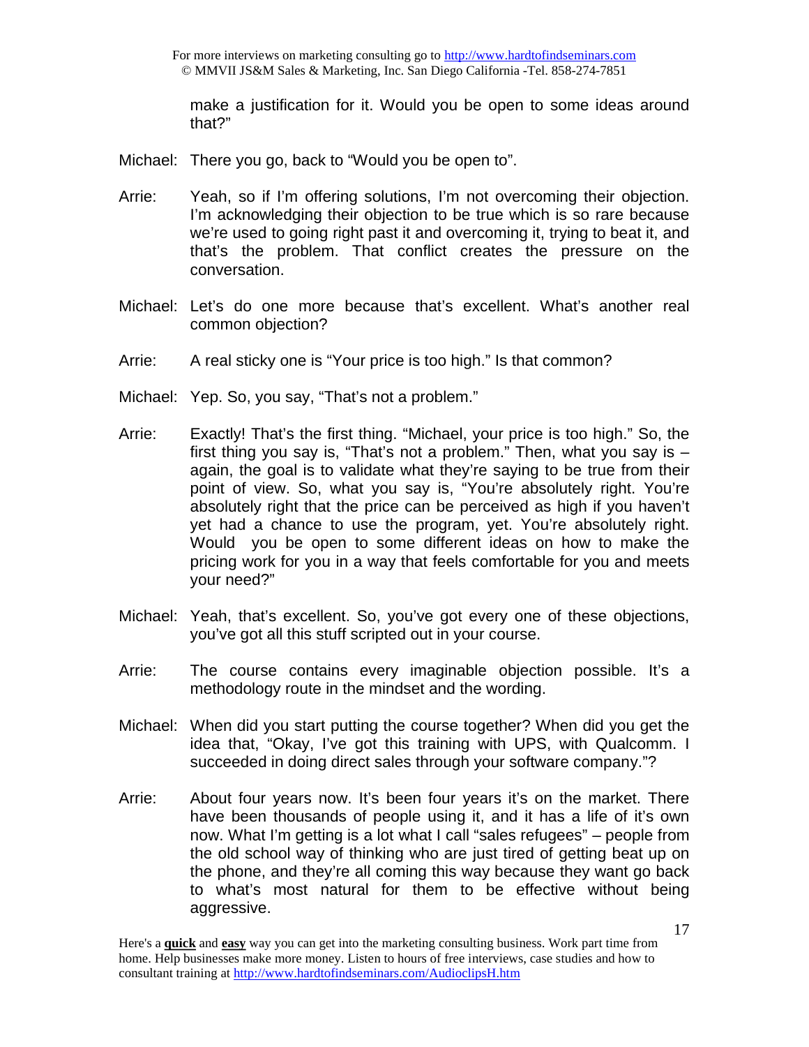make a justification for it. Would you be open to some ideas around that?"

Michael: There you go, back to "Would you be open to".

Arrie: Yeah, so if I'm offering solutions, I'm not overcoming their objection. I'm acknowledging their objection to be true which is so rare because we're used to going right past it and overcoming it, trying to beat it, and that's the problem. That conflict creates the pressure on the conversation.

Michael: Let's do one more because that's excellent. What's another real common objection?

Arrie: A real sticky one is "Your price is too high." Is that common?

Michael: Yep. So, you say, "That's not a problem."

Arrie: Exactly! That's the first thing. "Michael, your price is too high." So, the first thing you say is, "That's not a problem." Then, what you say is – again, the goal is to validate what they're saying to be true from their point of view. So, what you say is, "You're absolutely right. You're absolutely right that the price can be perceived as high if you haven't yet had a chance to use the program, yet. You're absolutely right. Would you be open to some different ideas on how to make the pricing work for you in a way that feels comfortable for you and meets your need?"

Michael: Yeah, that's excellent. So, you've got every one of these objections, you've got all this stuff scripted out in your course.

Arrie: The course contains every imaginable objection possible. It's a methodology route in the mindset and the wording.

Michael: When did you start putting the course together? When did you get the idea that, "Okay, I've got this training with UPS, with Qualcomm. I succeeded in doing direct sales through your software company."?

Arrie: About four years now. It's been four years it's on the market. There have been thousands of people using it, and it has a life of it's own now. What I'm getting is a lot what I call "sales refugees" – people from the old school way of thinking who are just tired of getting beat up on the phone, and they're all coming this way because they want go back to what's most natural for them to be effective without being aggressive.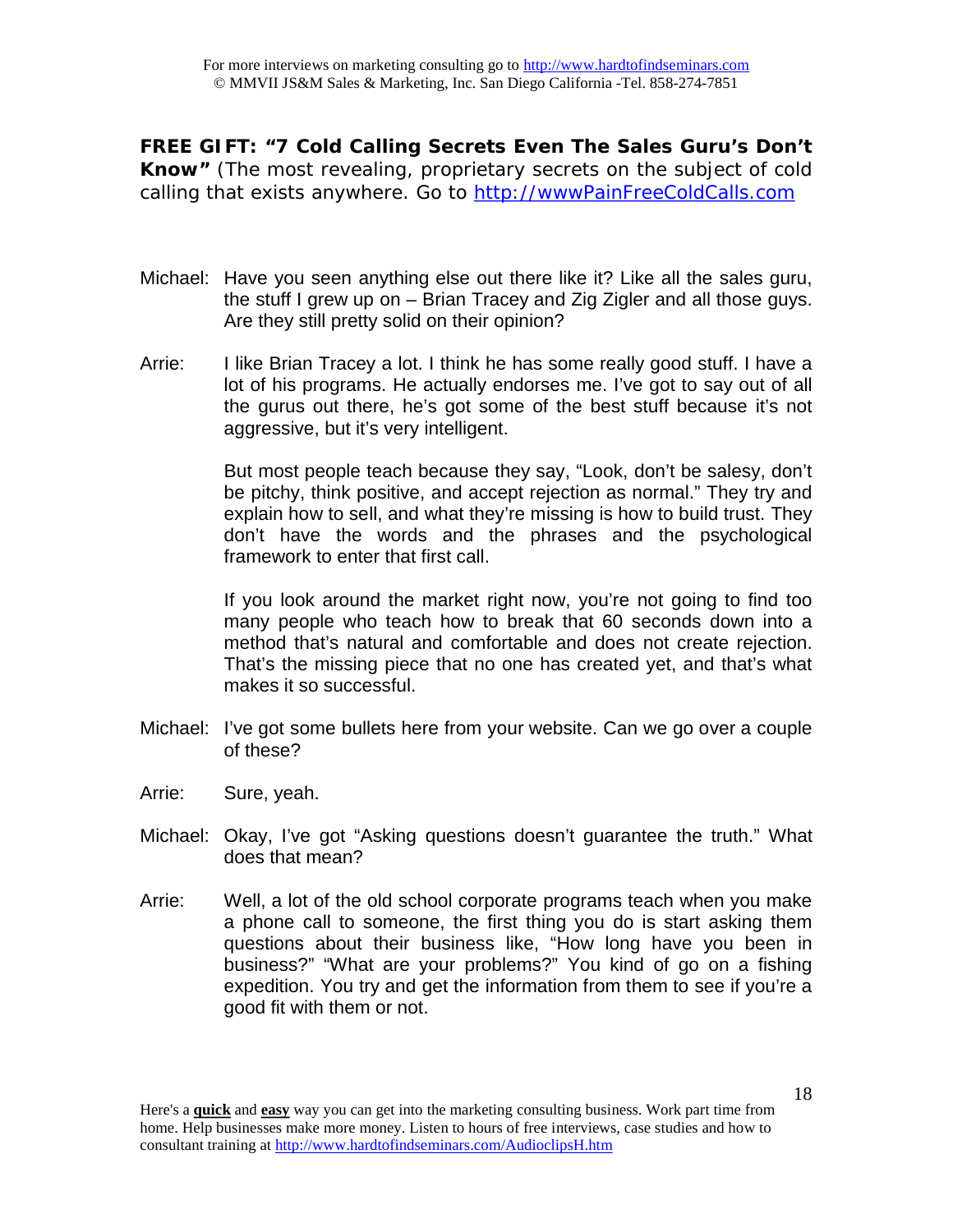**FREE GIFT: "7 Cold Calling Secrets Even The Sales Guru's Don't Know"** (The most revealing, proprietary secrets on the subject of cold calling that exists anywhere. Go to http://wwwPainFreeColdCalls.com

Michael: Have you seen anything else out there like it? Like all the sales guru, the stuff I grew up on – Brian Tracey and Zig Zigler and all those guys. Are they still pretty solid on their opinion?

Arrie: I like Brian Tracey a lot. I think he has some really good stuff. I have a lot of his programs. He actually endorses me. I've got to say out of all the gurus out there, he's got some of the best stuff because it's not aggressive, but it's very intelligent.

But most people teach because they say, "Look, don't be salesy, don't be pitchy, think positive, and accept rejection as normal." They try and explain how to sell, and what they're missing is how to build trust. They don't have the words and the phrases and the psychological framework to enter that first call.

If you look around the market right now, you're not going to find too many people who teach how to break that 60 seconds down into a method that's natural and comfortable and does not create rejection. That's the missing piece that no one has created yet, and that's what makes it so successful.

Michael: I've got some bullets here from your website. Can we go over a couple of these?

Arrie: Sure, yeah.

Michael: Okay, I've got "Asking questions doesn't guarantee the truth." What does that mean?

Arrie: Well, a lot of the old school corporate programs teach when you make a phone call to someone, the first thing you do is start asking them questions about their business like, "How long have you been in business?" "What are your problems?" You kind of go on a fishing expedition. You try and get the information from them to see if you're a good fit with them or not.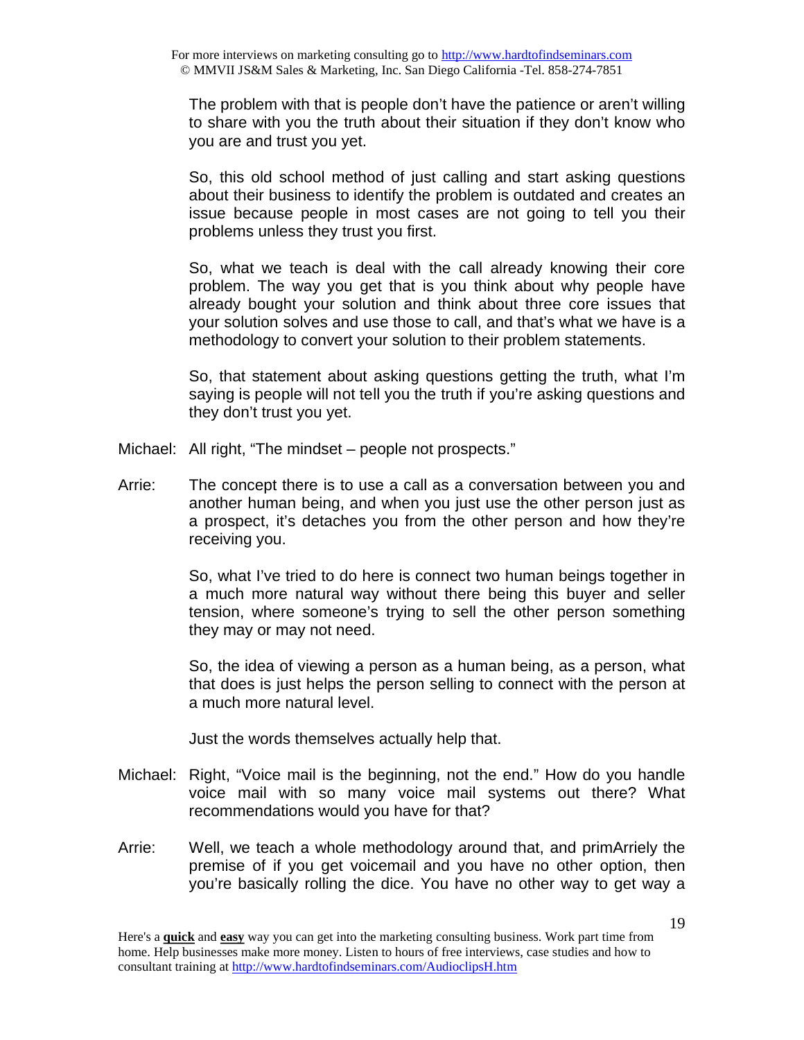The problem with that is people don't have the patience or aren't willing to share with you the truth about their situation if they don't know who you are and trust you yet.

So, this old school method of just calling and start asking questions about their business to identify the problem is outdated and creates an issue because people in most cases are not going to tell you their problems unless they trust you first.

So, what we teach is deal with the call already knowing their core problem. The way you get that is you think about why people have already bought your solution and think about three core issues that your solution solves and use those to call, and that's what we have is a methodology to convert your solution to their problem statements.

So, that statement about asking questions getting the truth, what I'm saying is people will not tell you the truth if you're asking questions and they don't trust you yet.

Michael: All right, "The mindset – people not prospects."

Arrie: The concept there is to use a call as a conversation between you and another human being, and when you just use the other person just as a prospect, it's detaches you from the other person and how they're receiving you.

So, what I've tried to do here is connect two human beings together in a much more natural way without there being this buyer and seller tension, where someone's trying to sell the other person something they may or may not need.

So, the idea of viewing a person as a human being, as a person, what that does is just helps the person selling to connect with the person at a much more natural level.

Just the words themselves actually help that.

Michael: Right, "Voice mail is the beginning, not the end." How do you handle voice mail with so many voice mail systems out there? What recommendations would you have for that?

Arrie: Well, we teach a whole methodology around that, and primArriely the premise of if you get voicemail and you have no other option, then you're basically rolling the dice. You have no other way to get way a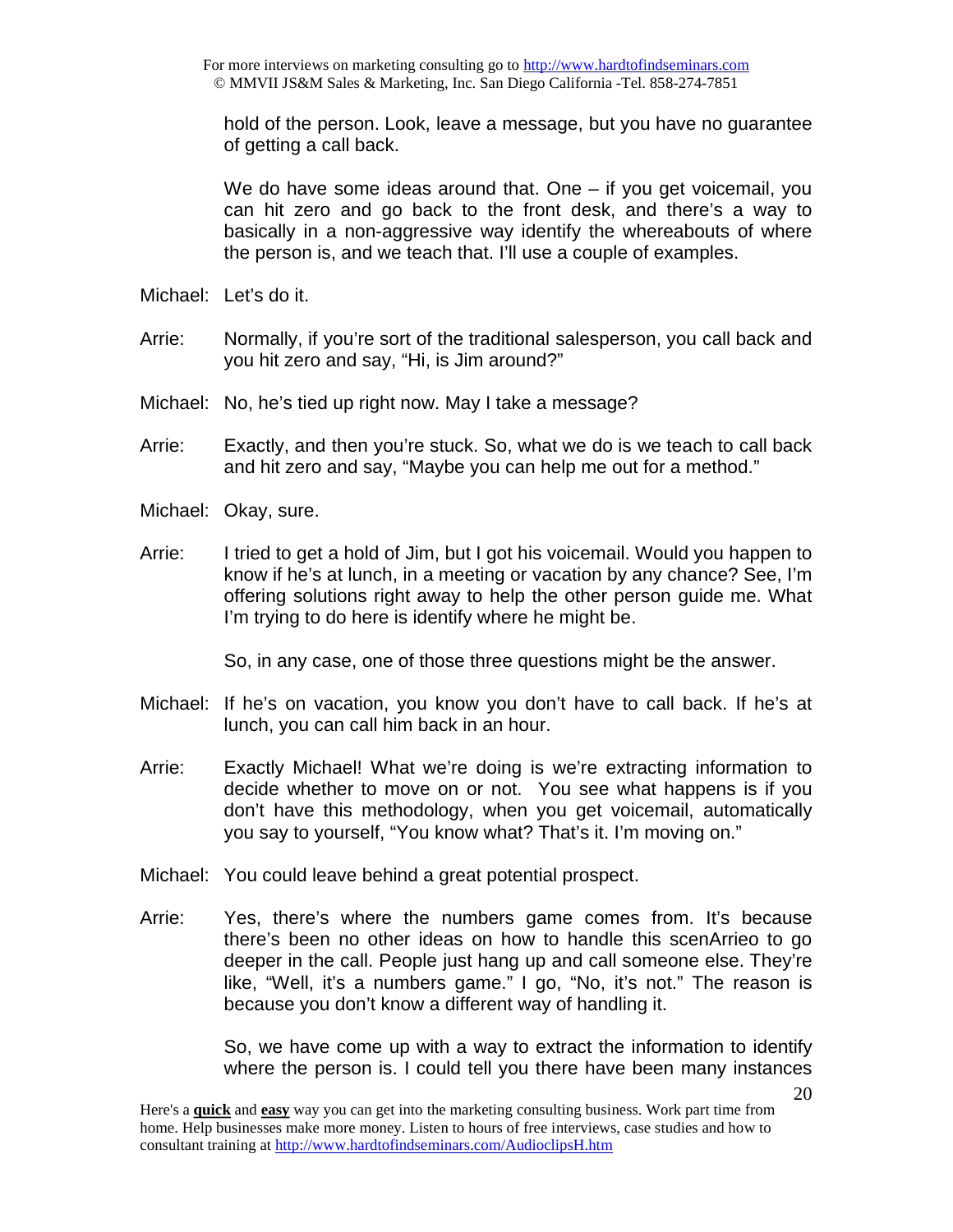hold of the person. Look, leave a message, but you have no guarantee of getting a call back.

We do have some ideas around that. One – if you get voicemail, you can hit zero and go back to the front desk, and there's a way to basically in a non-aggressive way identify the whereabouts of where the person is, and we teach that. I'll use a couple of examples.

Michael: Let's do it.

Arrie: Normally, if you're sort of the traditional salesperson, you call back and you hit zero and say, "Hi, is Jim around?"

Michael: No, he's tied up right now. May I take a message?

Arrie: Exactly, and then you're stuck. So, what we do is we teach to call back and hit zero and say, "Maybe you can help me out for a method."

Michael: Okay, sure.

Arrie: I tried to get a hold of Jim, but I got his voicemail. Would you happen to know if he's at lunch, in a meeting or vacation by any chance? See, I'm offering solutions right away to help the other person guide me. What I'm trying to do here is identify where he might be.

So, in any case, one of those three questions might be the answer.

Michael: If he's on vacation, you know you don't have to call back. If he's at lunch, you can call him back in an hour.

Arrie: Exactly Michael! What we're doing is we're extracting information to decide whether to move on or not. You see what happens is if you don't have this methodology, when you get voicemail, automatically you say to yourself, "You know what? That's it. I'm moving on."

Michael: You could leave behind a great potential prospect.

Arrie: Yes, there's where the numbers game comes from. It's because there's been no other ideas on how to handle this scenArrieo to go deeper in the call. People just hang up and call someone else. They're like, "Well, it's a numbers game." I go, "No, it's not." The reason is because you don't know a different way of handling it.

So, we have come up with a way to extract the information to identify where the person is. I could tell you there have been many instances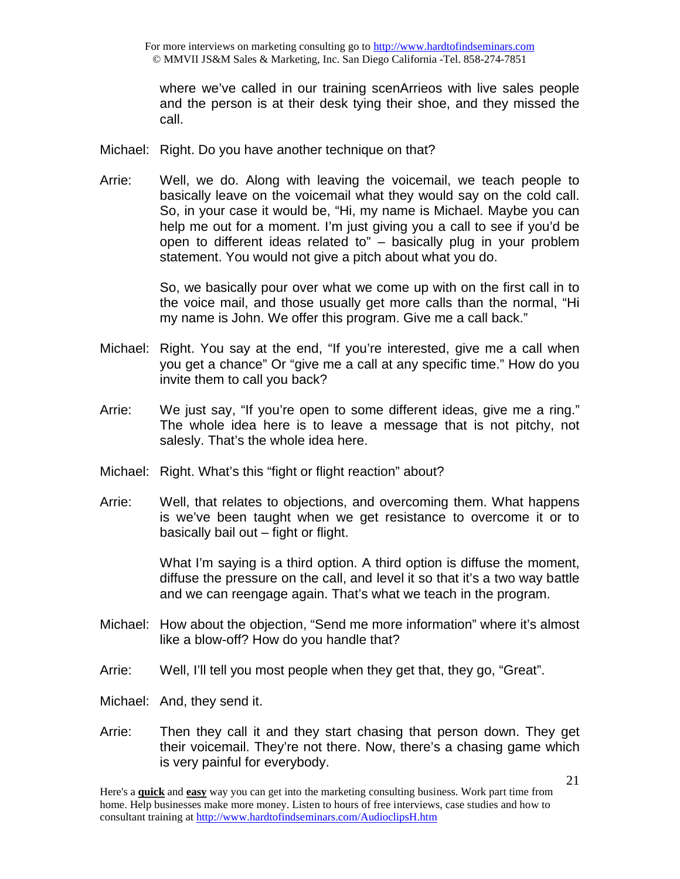where we've called in our training scenArrieos with live sales people and the person is at their desk tying their shoe, and they missed the call.

Michael: Right. Do you have another technique on that?

Arrie: Well, we do. Along with leaving the voicemail, we teach people to basically leave on the voicemail what they would say on the cold call. So, in your case it would be, "Hi, my name is Michael. Maybe you can help me out for a moment. I'm just giving you a call to see if you'd be open to different ideas related to" – basically plug in your problem statement. You would not give a pitch about what you do.

So, we basically pour over what we come up with on the first call in to the voice mail, and those usually get more calls than the normal, "Hi my name is John. We offer this program. Give me a call back."

Michael: Right. You say at the end, "If you're interested, give me a call when you get a chance" Or "give me a call at any specific time." How do you invite them to call you back?

Arrie: We just say, "If you're open to some different ideas, give me a ring." The whole idea here is to leave a message that is not pitchy, not salesly. That's the whole idea here.

Michael: Right. What's this "fight or flight reaction" about?

Arrie: Well, that relates to objections, and overcoming them. What happens is we've been taught when we get resistance to overcome it or to basically bail out – fight or flight.

What I'm saying is a third option. A third option is diffuse the moment, diffuse the pressure on the call, and level it so that it's a two way battle and we can reengage again. That's what we teach in the program.

Michael: How about the objection, "Send me more information" where it's almost like a blow-off? How do you handle that?

Arrie: Well, I'll tell you most people when they get that, they go, "Great".

Michael: And, they send it.

Arrie: Then they call it and they start chasing that person down. They get their voicemail. They're not there. Now, there's a chasing game which is very painful for everybody.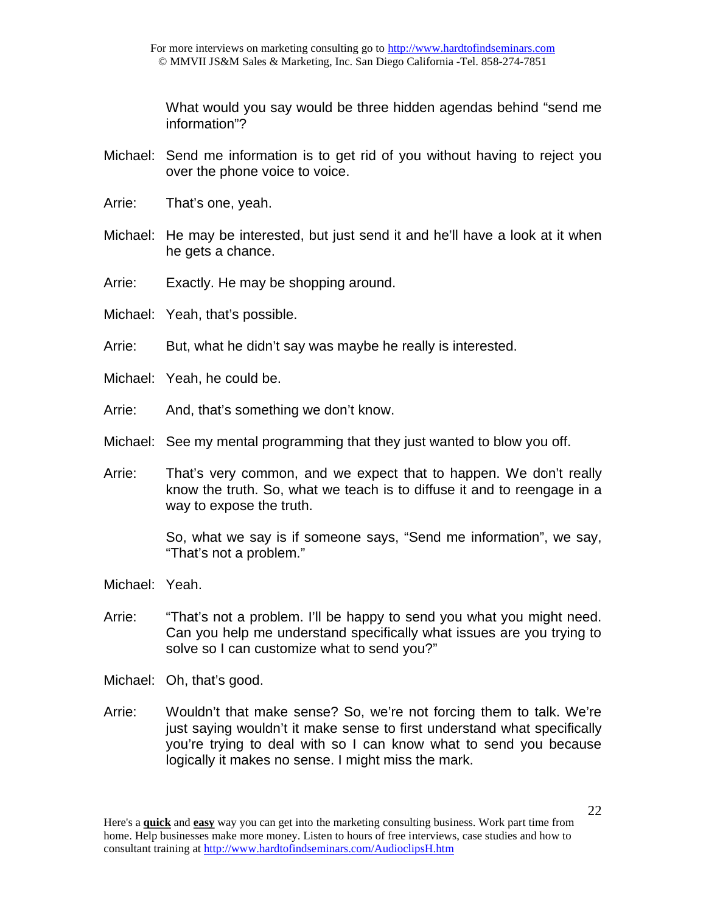What would you say would be three hidden agendas behind "send me information"?

Michael: Send me information is to get rid of you without having to reject you over the phone voice to voice.

Arrie: That's one, yeah.

Michael: He may be interested, but just send it and he'll have a look at it when he gets a chance.

Arrie: Exactly. He may be shopping around.

Michael: Yeah, that's possible.

Arrie: But, what he didn't say was maybe he really is interested.

Michael: Yeah, he could be.

Arrie: And, that's something we don't know.

Michael: See my mental programming that they just wanted to blow you off.

Arrie: That's very common, and we expect that to happen. We don't really know the truth. So, what we teach is to diffuse it and to reengage in a way to expose the truth.

So, what we say is if someone says, "Send me information", we say, "That's not a problem."

Michael: Yeah.

Arrie: "That's not a problem. I'll be happy to send you what you might need. Can you help me understand specifically what issues are you trying to solve so I can customize what to send you?"

Michael: Oh, that's good.

Arrie: Wouldn't that make sense? So, we're not forcing them to talk. We're just saying wouldn't it make sense to first understand what specifically you're trying to deal with so I can know what to send you because logically it makes no sense. I might miss the mark.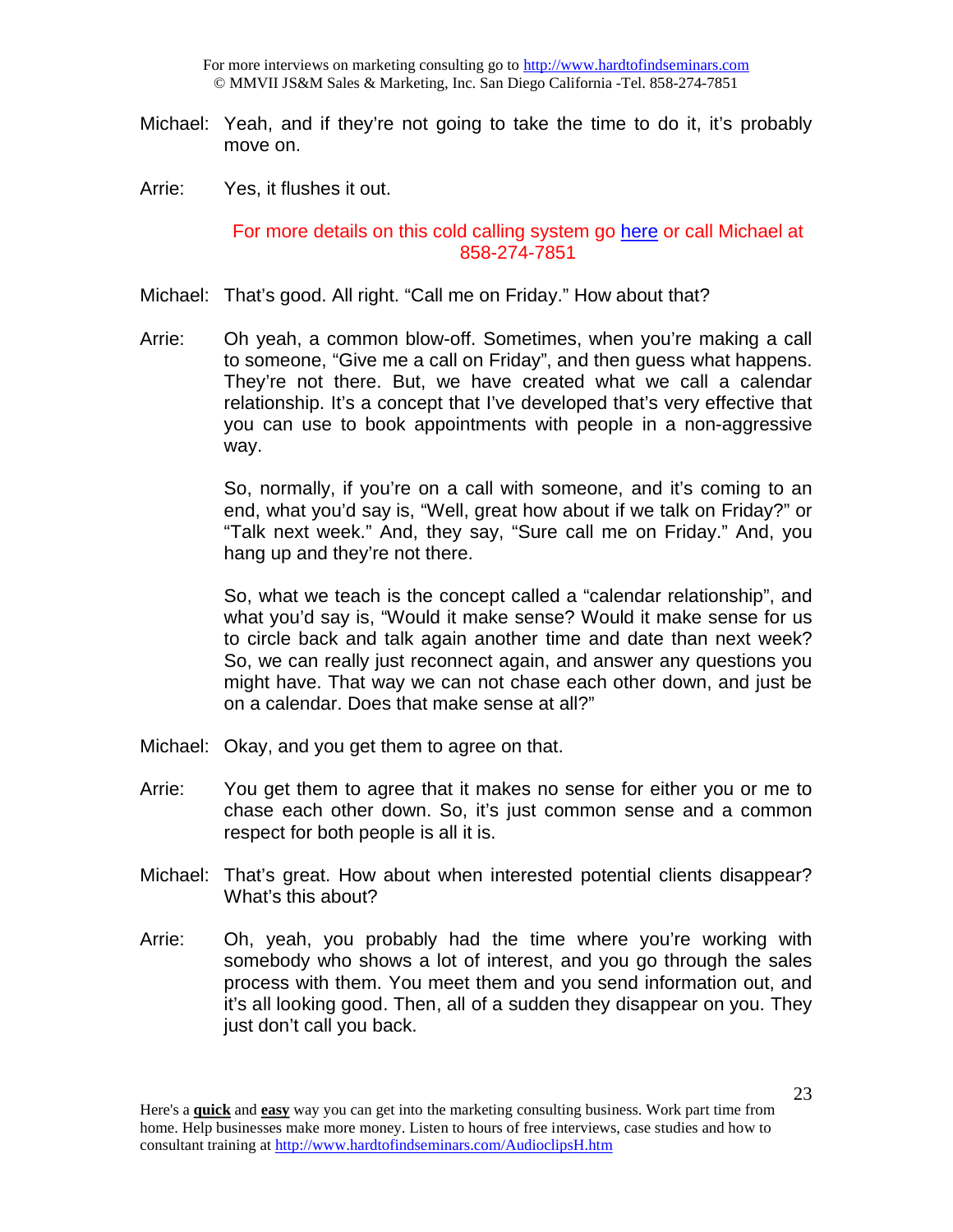Michael: Yeah, and if they're not going to take the time to do it, it's probably move on.

Arrie: Yes, it flushes it out.

For more details on this cold calling system go here or call Michael at 858-274-7851

Michael: That's good. All right. "Call me on Friday." How about that?

Arrie: Oh yeah, a common blow-off. Sometimes, when you're making a call to someone, "Give me a call on Friday", and then guess what happens. They're not there. But, we have created what we call a calendar relationship. It's a concept that I've developed that's very effective that you can use to book appointments with people in a non-aggressive way.

So, normally, if you're on a call with someone, and it's coming to an end, what you'd say is, "Well, great how about if we talk on Friday?" or "Talk next week." And, they say, "Sure call me on Friday." And, you hang up and they're not there.

So, what we teach is the concept called a "calendar relationship", and what you'd say is, "Would it make sense? Would it make sense for us to circle back and talk again another time and date than next week? So, we can really just reconnect again, and answer any questions you might have. That way we can not chase each other down, and just be on a calendar. Does that make sense at all?"

Michael: Okay, and you get them to agree on that.

Arrie: You get them to agree that it makes no sense for either you or me to chase each other down. So, it's just common sense and a common respect for both people is all it is.

Michael: That's great. How about when interested potential clients disappear? What's this about?

Arrie: Oh, yeah, you probably had the time where you're working with somebody who shows a lot of interest, and you go through the sales process with them. You meet them and you send information out, and it's all looking good. Then, all of a sudden they disappear on you. They just don't call you back.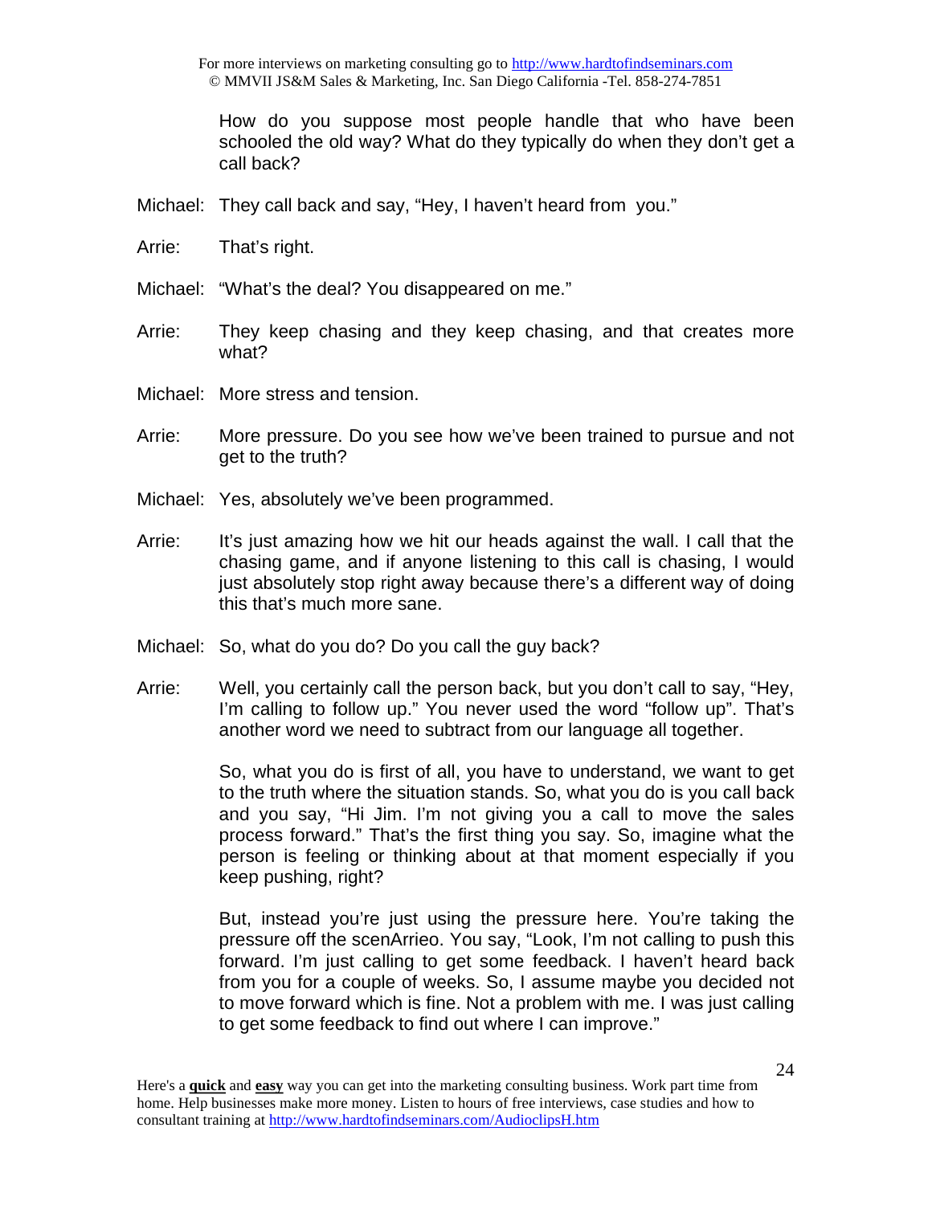How do you suppose most people handle that who have been schooled the old way? What do they typically do when they don't get a call back?

Michael: They call back and say, "Hey, I haven't heard from you."

Arrie: That's right.

Michael: "What's the deal? You disappeared on me."

Arrie: They keep chasing and they keep chasing, and that creates more what?

Michael: More stress and tension.

Arrie: More pressure. Do you see how we've been trained to pursue and not get to the truth?

Michael: Yes, absolutely we've been programmed.

Arrie: It's just amazing how we hit our heads against the wall. I call that the chasing game, and if anyone listening to this call is chasing, I would just absolutely stop right away because there's a different way of doing this that's much more sane.

Michael: So, what do you do? Do you call the guy back?

Arrie: Well, you certainly call the person back, but you don't call to say, "Hey, I'm calling to follow up." You never used the word "follow up". That's another word we need to subtract from our language all together.

So, what you do is first of all, you have to understand, we want to get to the truth where the situation stands. So, what you do is you call back and you say, "Hi Jim. I'm not giving you a call to move the sales process forward." That's the first thing you say. So, imagine what the person is feeling or thinking about at that moment especially if you keep pushing, right?

But, instead you're just using the pressure here. You're taking the pressure off the scenArrieo. You say, "Look, I'm not calling to push this forward. I'm just calling to get some feedback. I haven't heard back from you for a couple of weeks. So, I assume maybe you decided not to move forward which is fine. Not a problem with me. I was just calling to get some feedback to find out where I can improve."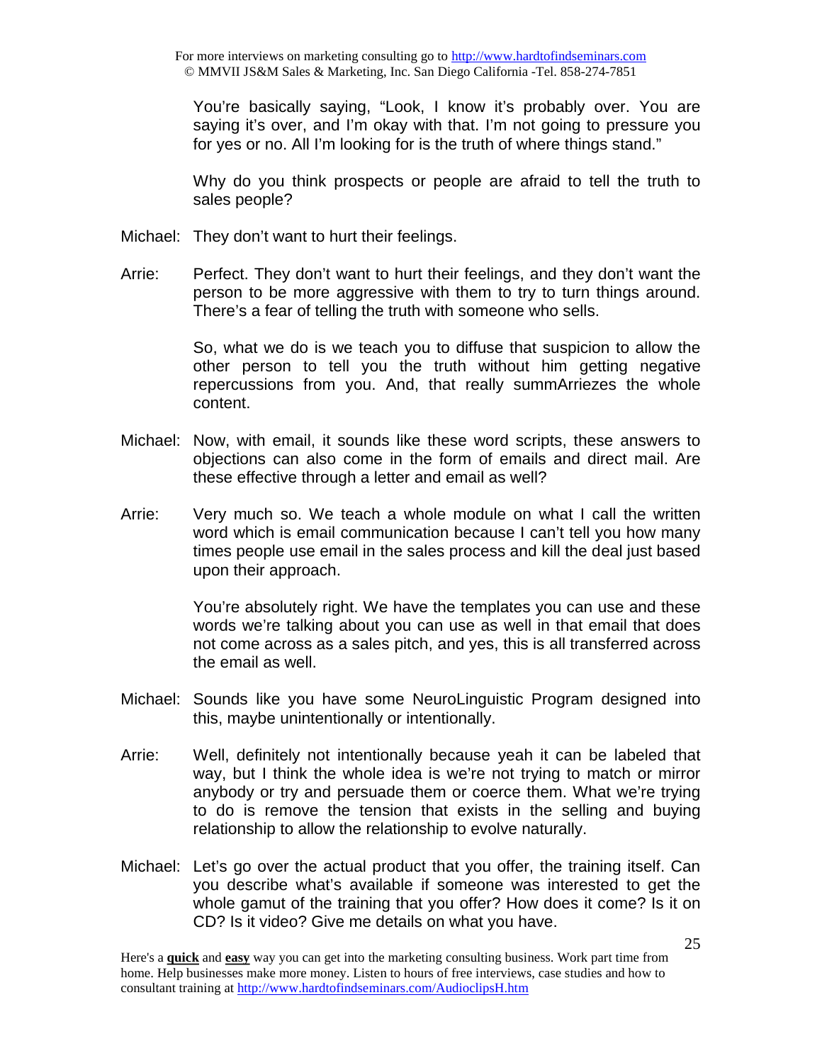You're basically saying, "Look, I know it's probably over. You are saying it's over, and I'm okay with that. I'm not going to pressure you for yes or no. All I'm looking for is the truth of where things stand."

Why do you think prospects or people are afraid to tell the truth to sales people?

Michael: They don't want to hurt their feelings.

Arrie: Perfect. They don't want to hurt their feelings, and they don't want the person to be more aggressive with them to try to turn things around. There's a fear of telling the truth with someone who sells.

So, what we do is we teach you to diffuse that suspicion to allow the other person to tell you the truth without him getting negative repercussions from you. And, that really summArriezes the whole content.

Michael: Now, with email, it sounds like these word scripts, these answers to objections can also come in the form of emails and direct mail. Are these effective through a letter and email as well?

Arrie: Very much so. We teach a whole module on what I call the written word which is email communication because I can't tell you how many times people use email in the sales process and kill the deal just based upon their approach.

You're absolutely right. We have the templates you can use and these words we're talking about you can use as well in that email that does not come across as a sales pitch, and yes, this is all transferred across the email as well.

Michael: Sounds like you have some NeuroLinguistic Program designed into this, maybe unintentionally or intentionally.

Arrie: Well, definitely not intentionally because yeah it can be labeled that way, but I think the whole idea is we're not trying to match or mirror anybody or try and persuade them or coerce them. What we're trying to do is remove the tension that exists in the selling and buying relationship to allow the relationship to evolve naturally.

Michael: Let's go over the actual product that you offer, the training itself. Can you describe what's available if someone was interested to get the whole gamut of the training that you offer? How does it come? Is it on CD? Is it video? Give me details on what you have.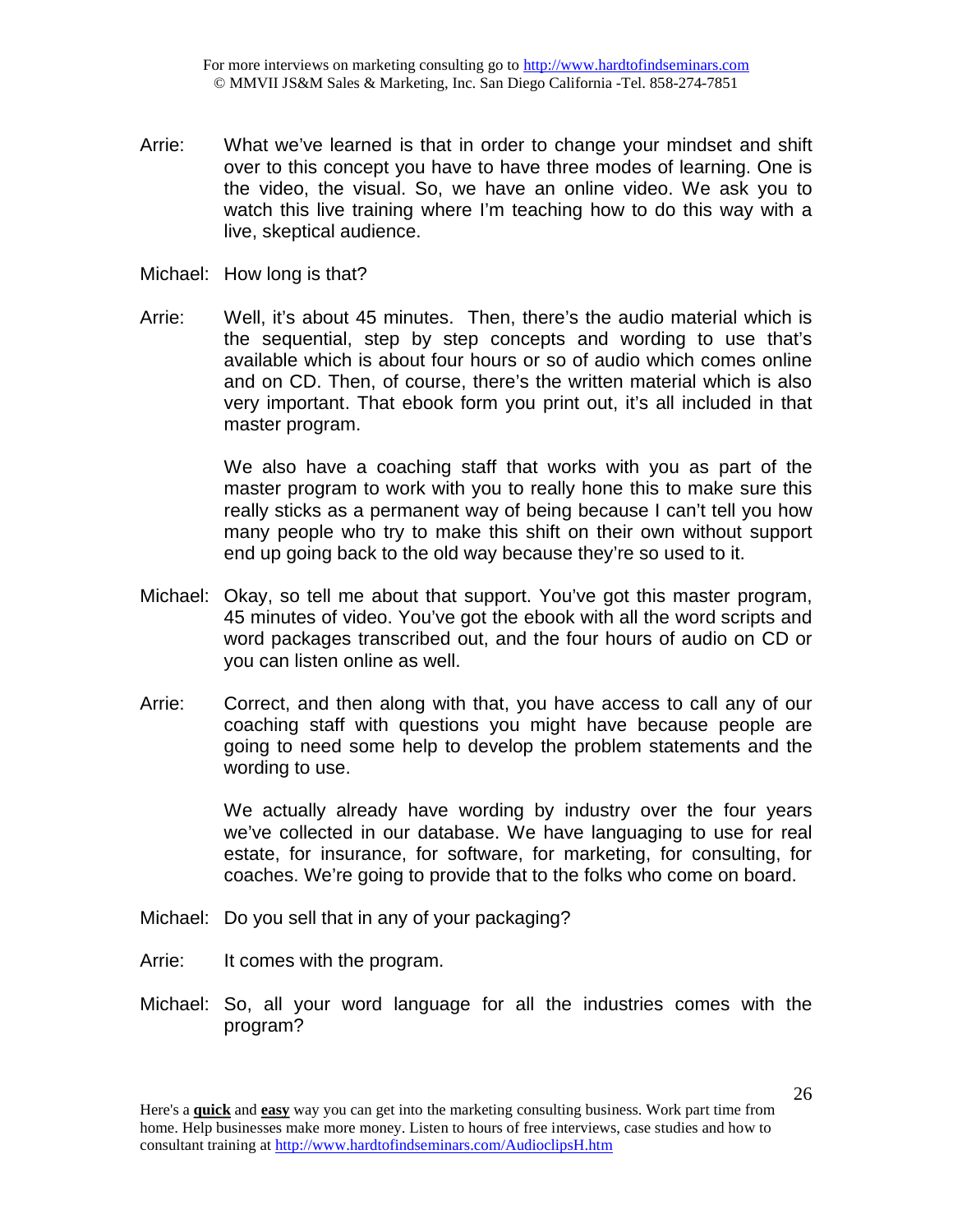Arrie: What we've learned is that in order to change your mindset and shift over to this concept you have to have three modes of learning. One is the video, the visual. So, we have an online video. We ask you to watch this live training where I'm teaching how to do this way with a live, skeptical audience.

Michael: How long is that?

Arrie: Well, it's about 45 minutes. Then, there's the audio material which is the sequential, step by step concepts and wording to use that's available which is about four hours or so of audio which comes online and on CD. Then, of course, there's the written material which is also very important. That ebook form you print out, it's all included in that master program.

We also have a coaching staff that works with you as part of the master program to work with you to really hone this to make sure this really sticks as a permanent way of being because I can't tell you how many people who try to make this shift on their own without support end up going back to the old way because they're so used to it.

Michael: Okay, so tell me about that support. You've got this master program, 45 minutes of video. You've got the ebook with all the word scripts and word packages transcribed out, and the four hours of audio on CD or you can listen online as well.

Arrie: Correct, and then along with that, you have access to call any of our coaching staff with questions you might have because people are going to need some help to develop the problem statements and the wording to use.

We actually already have wording by industry over the four years we've collected in our database. We have languaging to use for real estate, for insurance, for software, for marketing, for consulting, for coaches. We're going to provide that to the folks who come on board.

Michael: Do you sell that in any of your packaging?

Arrie: It comes with the program.

Michael: So, all your word language for all the industries comes with the program?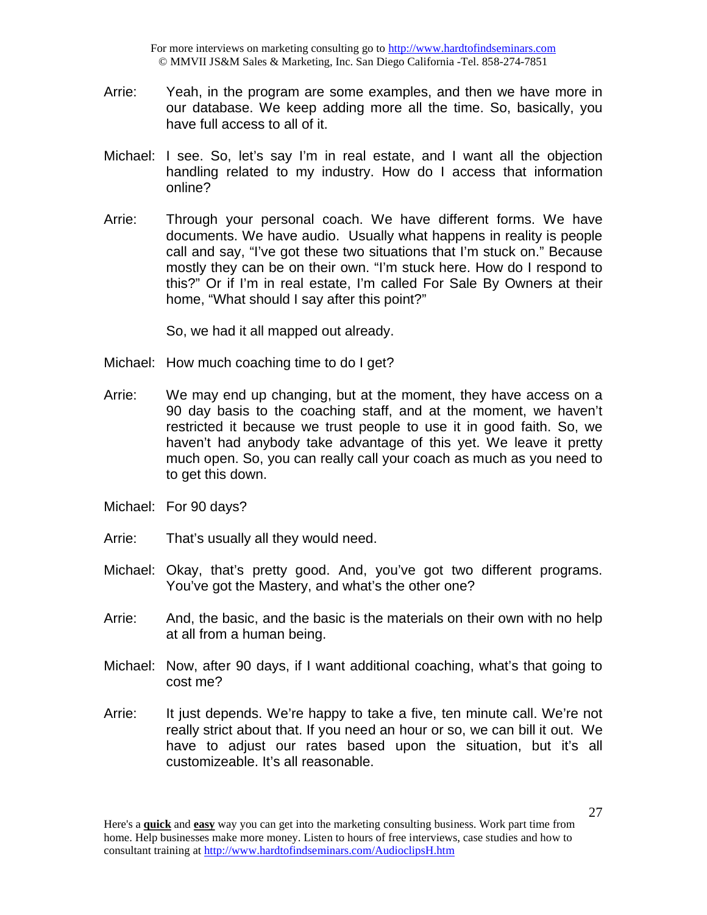Arrie: Yeah, in the program are some examples, and then we have more in our database. We keep adding more all the time. So, basically, you have full access to all of it.

Michael: I see. So, let's say I'm in real estate, and I want all the objection handling related to my industry. How do I access that information online?

Arrie: Through your personal coach. We have different forms. We have documents. We have audio. Usually what happens in reality is people call and say, "I've got these two situations that I'm stuck on." Because mostly they can be on their own. "I'm stuck here. How do I respond to this?" Or if I'm in real estate, I'm called For Sale By Owners at their home, "What should I say after this point?"

So, we had it all mapped out already.

Michael: How much coaching time to do I get?

Arrie: We may end up changing, but at the moment, they have access on a 90 day basis to the coaching staff, and at the moment, we haven't restricted it because we trust people to use it in good faith. So, we haven't had anybody take advantage of this yet. We leave it pretty much open. So, you can really call your coach as much as you need to to get this down.

Michael: For 90 days?

Arrie: That's usually all they would need.

Michael: Okay, that's pretty good. And, you've got two different programs. You've got the Mastery, and what's the other one?

Arrie: And, the basic, and the basic is the materials on their own with no help at all from a human being.

Michael: Now, after 90 days, if I want additional coaching, what's that going to cost me?

Arrie: It just depends. We're happy to take a five, ten minute call. We're not really strict about that. If you need an hour or so, we can bill it out. We have to adjust our rates based upon the situation, but it's all customizeable. It's all reasonable.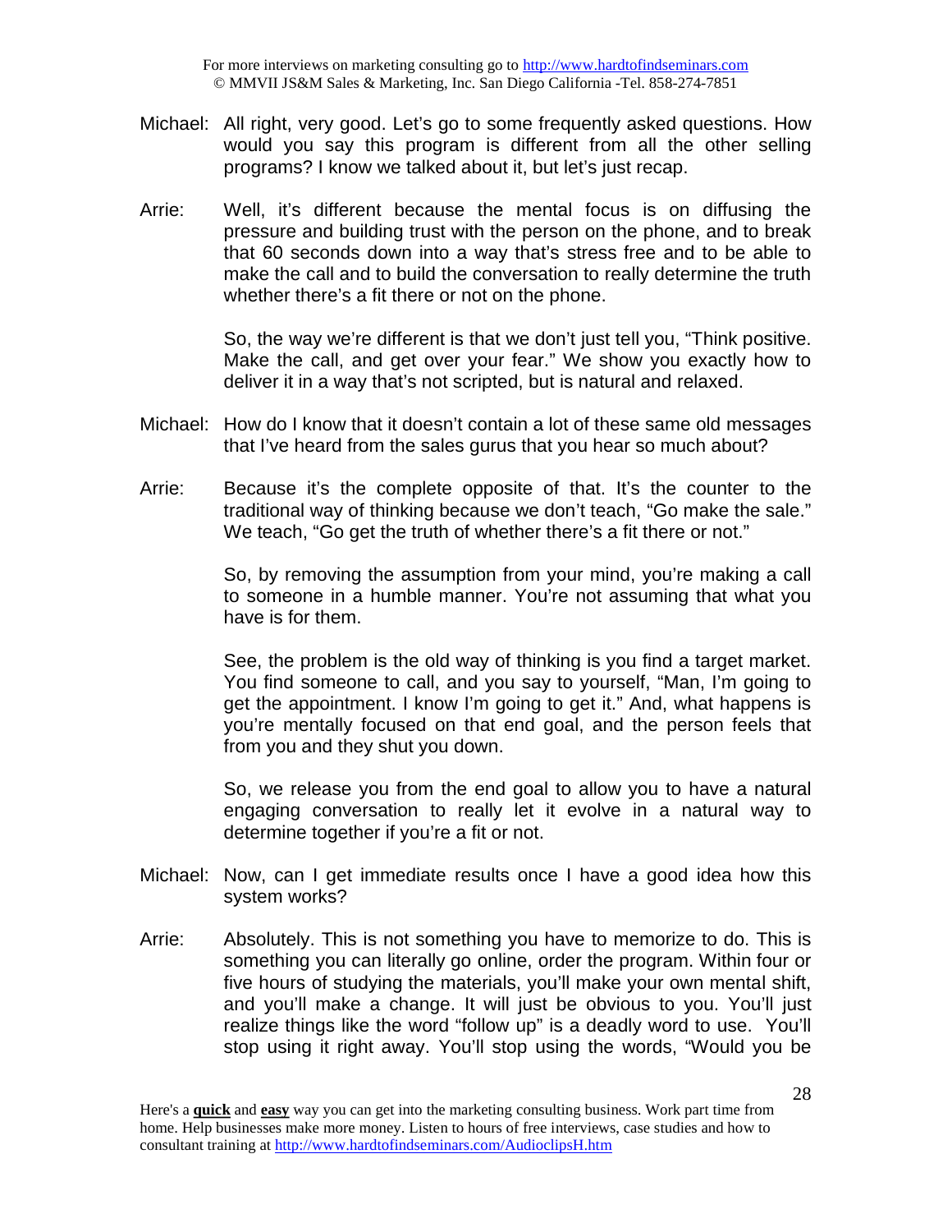Michael: All right, very good. Let's go to some frequently asked questions. How would you say this program is different from all the other selling programs? I know we talked about it, but let's just recap.

Arrie: Well, it's different because the mental focus is on diffusing the pressure and building trust with the person on the phone, and to break that 60 seconds down into a way that's stress free and to be able to make the call and to build the conversation to really determine the truth whether there's a fit there or not on the phone.

So, the way we're different is that we don't just tell you, "Think positive. Make the call, and get over your fear." We show you exactly how to deliver it in a way that's not scripted, but is natural and relaxed.

Michael: How do I know that it doesn't contain a lot of these same old messages that I've heard from the sales gurus that you hear so much about?

Arrie: Because it's the complete opposite of that. It's the counter to the traditional way of thinking because we don't teach, "Go make the sale." We teach, "Go get the truth of whether there's a fit there or not."

So, by removing the assumption from your mind, you're making a call to someone in a humble manner. You're not assuming that what you have is for them.

See, the problem is the old way of thinking is you find a target market. You find someone to call, and you say to yourself, "Man, I'm going to get the appointment. I know I'm going to get it." And, what happens is you're mentally focused on that end goal, and the person feels that from you and they shut you down.

So, we release you from the end goal to allow you to have a natural engaging conversation to really let it evolve in a natural way to determine together if you're a fit or not.

Michael: Now, can I get immediate results once I have a good idea how this system works?

Arrie: Absolutely. This is not something you have to memorize to do. This is something you can literally go online, order the program. Within four or five hours of studying the materials, you'll make your own mental shift, and you'll make a change. It will just be obvious to you. You'll just realize things like the word "follow up" is a deadly word to use. You'll stop using it right away. You'll stop using the words, "Would you be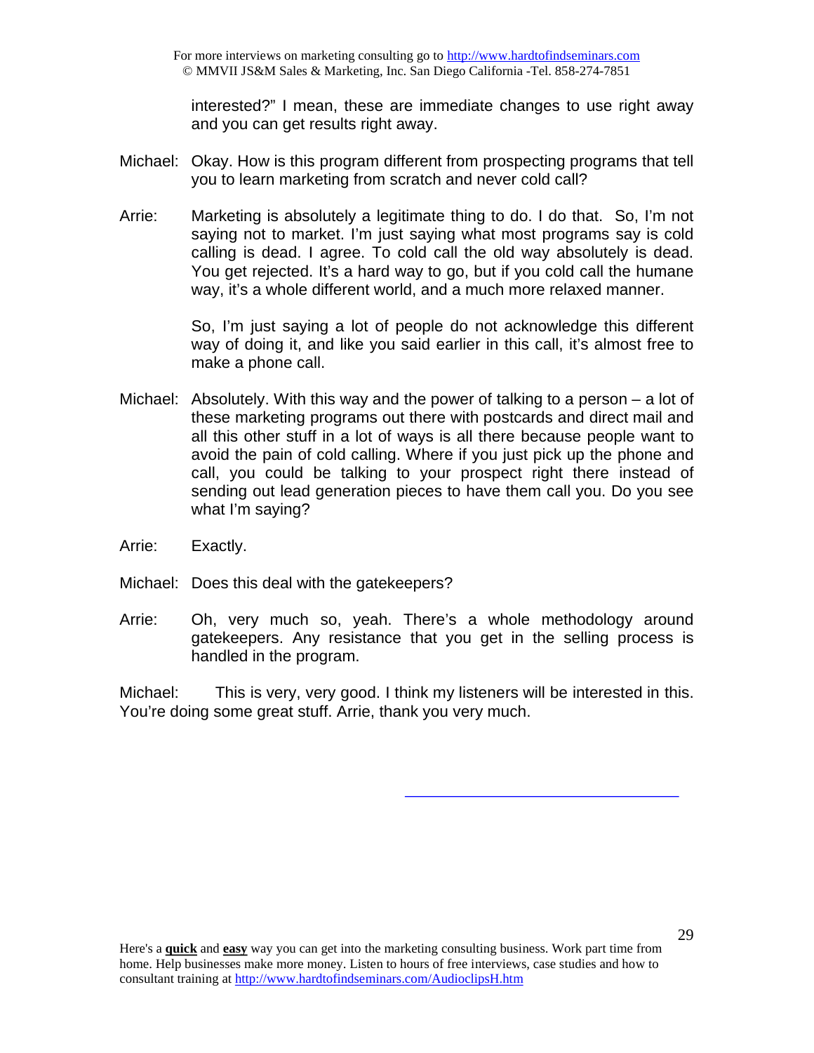interested?" I mean, these are immediate changes to use right away and you can get results right away.

Michael: Okay. How is this program different from prospecting programs that tell you to learn marketing from scratch and never cold call?

Arrie: Marketing is absolutely a legitimate thing to do. I do that. So, I'm not saying not to market. I'm just saying what most programs say is cold calling is dead. I agree. To cold call the old way absolutely is dead. You get rejected. It's a hard way to go, but if you cold call the humane way, it's a whole different world, and a much more relaxed manner.

So, I'm just saying a lot of people do not acknowledge this different way of doing it, and like you said earlier in this call, it's almost free to make a phone call.

Michael: Absolutely. With this way and the power of talking to a person – a lot of these marketing programs out there with postcards and direct mail and all this other stuff in a lot of ways is all there because people want to avoid the pain of cold calling. Where if you just pick up the phone and call, you could be talking to your prospect right there instead of sending out lead generation pieces to have them call you. Do you see what I'm saying?

Arrie: Exactly.

Michael: Does this deal with the gatekeepers?

Arrie: Oh, very much so, yeah. There's a whole methodology around gatekeepers. Any resistance that you get in the selling process is handled in the program.

Michael: This is very, very good. I think my listeners will be interested in this. You're doing some great stuff. Arrie, thank you very much.